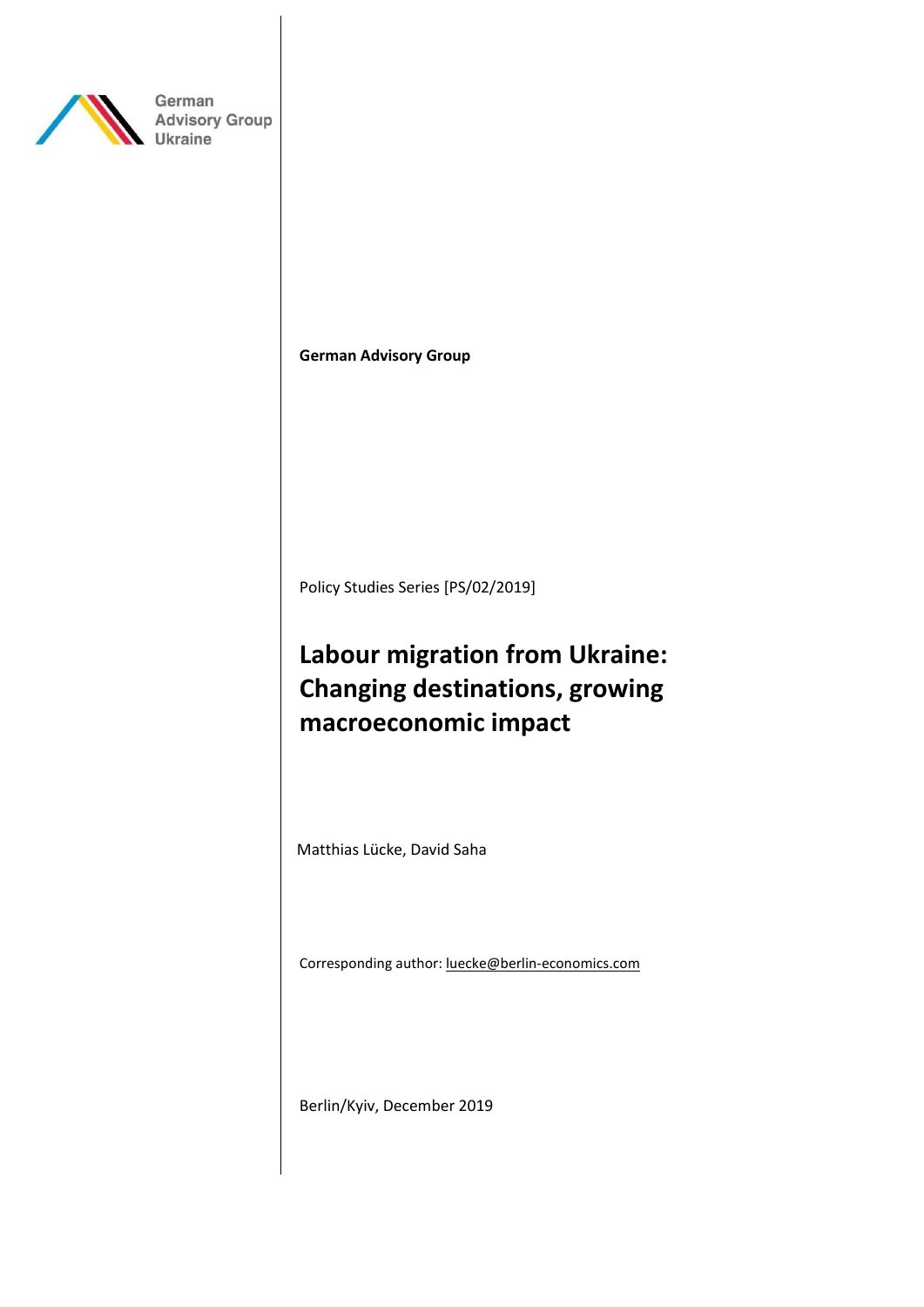German Advisory Group Ukraine

**German Advisory Group**

Policy Studies Series [PS/02/2019]

# Labour migration from Ukraine: Changing destinations, growing macroeconomic impact

Matthias Lücke, David Saha

Corresponding author: luecke@berlin-economics.com

Berlin/Kyiv, December 2019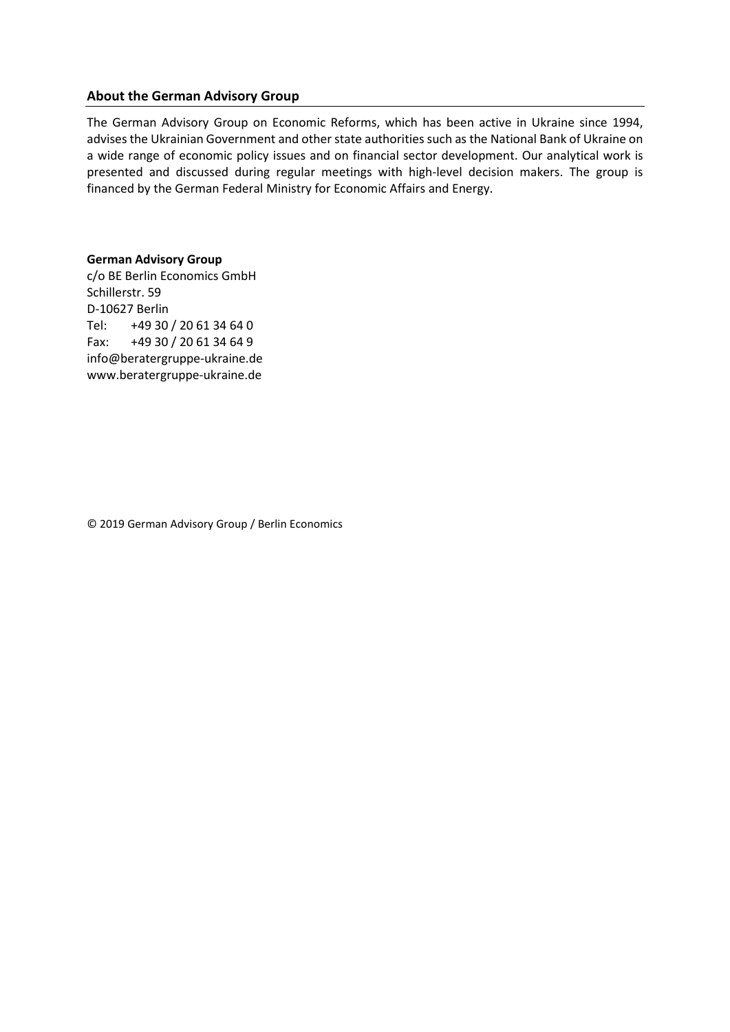## About the German Advisory Group

The German Advisory Group on Economic Reforms, which has been active in Ukraine since 1994, advises the Ukrainian Government and other state authorities such as the National Bank of Ukraine on a wide range of economic policy issues and on financial sector development. Our analytical work is presented and discussed during regular meetings with high-level decision makers. The group is financed by the German Federal Ministry for Economic Affairs and Energy.

**German Advisory Group**
c/o BE Berlin Economics GmbH
Schillerstr. 59
D-10627 Berlin
Tel: +49 30 / 20 61 34 64 0
Fax: +49 30 / 20 61 34 64 9
info@beratergruppe-ukraine.de
www.beratergruppe-ukraine.de

© 2019 German Advisory Group / Berlin Economics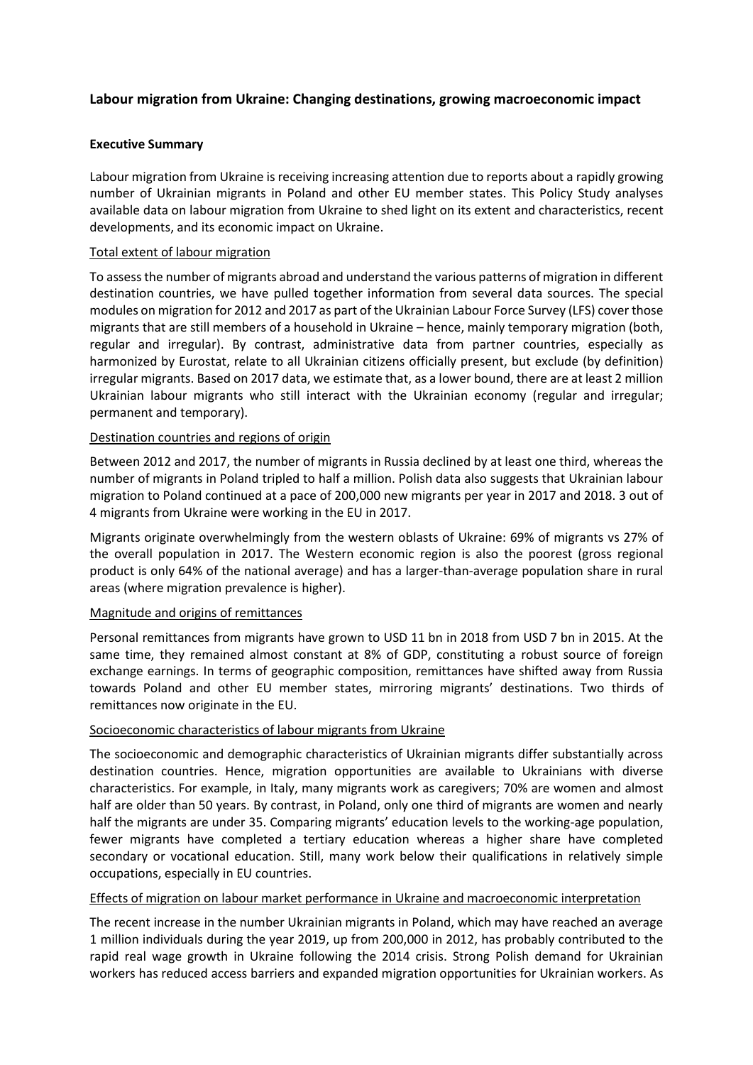## Labour migration from Ukraine: Changing destinations, growing macroeconomic impact

### Executive Summary

Labour migration from Ukraine is receiving increasing attention due to reports about a rapidly growing number of Ukrainian migrants in Poland and other EU member states. This Policy Study analyses available data on labour migration from Ukraine to shed light on its extent and characteristics, recent developments, and its economic impact on Ukraine.

#### Total extent of labour migration

To assess the number of migrants abroad and understand the various patterns of migration in different destination countries, we have pulled together information from several data sources. The special modules on migration for 2012 and 2017 as part of the Ukrainian Labour Force Survey (LFS) cover those migrants that are still members of a household in Ukraine – hence, mainly temporary migration (both, regular and irregular). By contrast, administrative data from partner countries, especially as harmonized by Eurostat, relate to all Ukrainian citizens officially present, but exclude (by definition) irregular migrants. Based on 2017 data, we estimate that, as a lower bound, there are at least 2 million Ukrainian labour migrants who still interact with the Ukrainian economy (regular and irregular; permanent and temporary).

#### Destination countries and regions of origin

Between 2012 and 2017, the number of migrants in Russia declined by at least one third, whereas the number of migrants in Poland tripled to half a million. Polish data also suggests that Ukrainian labour migration to Poland continued at a pace of 200,000 new migrants per year in 2017 and 2018. 3 out of 4 migrants from Ukraine were working in the EU in 2017.

Migrants originate overwhelmingly from the western oblasts of Ukraine: 69% of migrants vs 27% of the overall population in 2017. The Western economic region is also the poorest (gross regional product is only 64% of the national average) and has a larger-than-average population share in rural areas (where migration prevalence is higher).

#### Magnitude and origins of remittances

Personal remittances from migrants have grown to USD 11 bn in 2018 from USD 7 bn in 2015. At the same time, they remained almost constant at 8% of GDP, constituting a robust source of foreign exchange earnings. In terms of geographic composition, remittances have shifted away from Russia towards Poland and other EU member states, mirroring migrants' destinations. Two thirds of remittances now originate in the EU.

#### Socioeconomic characteristics of labour migrants from Ukraine

The socioeconomic and demographic characteristics of Ukrainian migrants differ substantially across destination countries. Hence, migration opportunities are available to Ukrainians with diverse characteristics. For example, in Italy, many migrants work as caregivers; 70% are women and almost half are older than 50 years. By contrast, in Poland, only one third of migrants are women and nearly half the migrants are under 35. Comparing migrants' education levels to the working-age population, fewer migrants have completed a tertiary education whereas a higher share have completed secondary or vocational education. Still, many work below their qualifications in relatively simple occupations, especially in EU countries.

#### Effects of migration on labour market performance in Ukraine and macroeconomic interpretation

The recent increase in the number Ukrainian migrants in Poland, which may have reached an average 1 million individuals during the year 2019, up from 200,000 in 2012, has probably contributed to the rapid real wage growth in Ukraine following the 2014 crisis. Strong Polish demand for Ukrainian workers has reduced access barriers and expanded migration opportunities for Ukrainian workers. As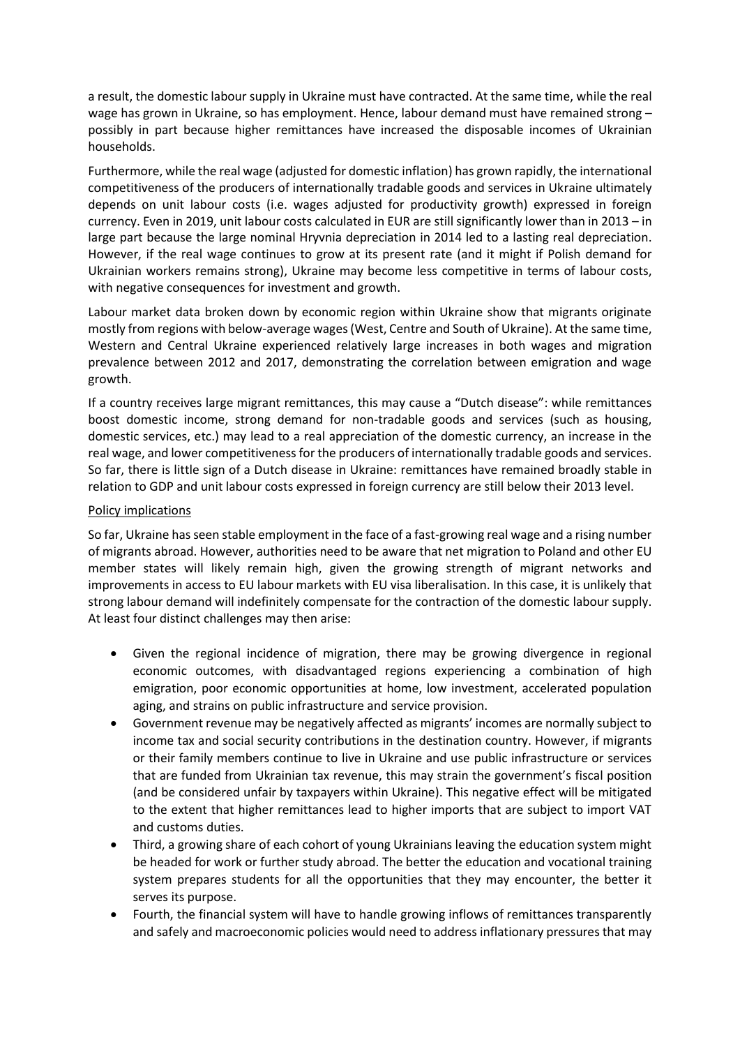a result, the domestic labour supply in Ukraine must have contracted. At the same time, while the real wage has grown in Ukraine, so has employment. Hence, labour demand must have remained strong – possibly in part because higher remittances have increased the disposable incomes of Ukrainian households.

Furthermore, while the real wage (adjusted for domestic inflation) has grown rapidly, the international competitiveness of the producers of internationally tradable goods and services in Ukraine ultimately depends on unit labour costs (i.e. wages adjusted for productivity growth) expressed in foreign currency. Even in 2019, unit labour costs calculated in EUR are still significantly lower than in 2013 – in large part because the large nominal Hryvnia depreciation in 2014 led to a lasting real depreciation. However, if the real wage continues to grow at its present rate (and it might if Polish demand for Ukrainian workers remains strong), Ukraine may become less competitive in terms of labour costs, with negative consequences for investment and growth.

Labour market data broken down by economic region within Ukraine show that migrants originate mostly from regions with below-average wages (West, Centre and South of Ukraine). At the same time, Western and Central Ukraine experienced relatively large increases in both wages and migration prevalence between 2012 and 2017, demonstrating the correlation between emigration and wage growth.

If a country receives large migrant remittances, this may cause a "Dutch disease": while remittances boost domestic income, strong demand for non-tradable goods and services (such as housing, domestic services, etc.) may lead to a real appreciation of the domestic currency, an increase in the real wage, and lower competitiveness for the producers of internationally tradable goods and services. So far, there is little sign of a Dutch disease in Ukraine: remittances have remained broadly stable in relation to GDP and unit labour costs expressed in foreign currency are still below their 2013 level.

Policy implications

So far, Ukraine has seen stable employment in the face of a fast-growing real wage and a rising number of migrants abroad. However, authorities need to be aware that net migration to Poland and other EU member states will likely remain high, given the growing strength of migrant networks and improvements in access to EU labour markets with EU visa liberalisation. In this case, it is unlikely that strong labour demand will indefinitely compensate for the contraction of the domestic labour supply. At least four distinct challenges may then arise:

- Given the regional incidence of migration, there may be growing divergence in regional economic outcomes, with disadvantaged regions experiencing a combination of high emigration, poor economic opportunities at home, low investment, accelerated population aging, and strains on public infrastructure and service provision.
- Government revenue may be negatively affected as migrants' incomes are normally subject to income tax and social security contributions in the destination country. However, if migrants or their family members continue to live in Ukraine and use public infrastructure or services that are funded from Ukrainian tax revenue, this may strain the government's fiscal position (and be considered unfair by taxpayers within Ukraine). This negative effect will be mitigated to the extent that higher remittances lead to higher imports that are subject to import VAT and customs duties.
- Third, a growing share of each cohort of young Ukrainians leaving the education system might be headed for work or further study abroad. The better the education and vocational training system prepares students for all the opportunities that they may encounter, the better it serves its purpose.
- Fourth, the financial system will have to handle growing inflows of remittances transparently and safely and macroeconomic policies would need to address inflationary pressures that may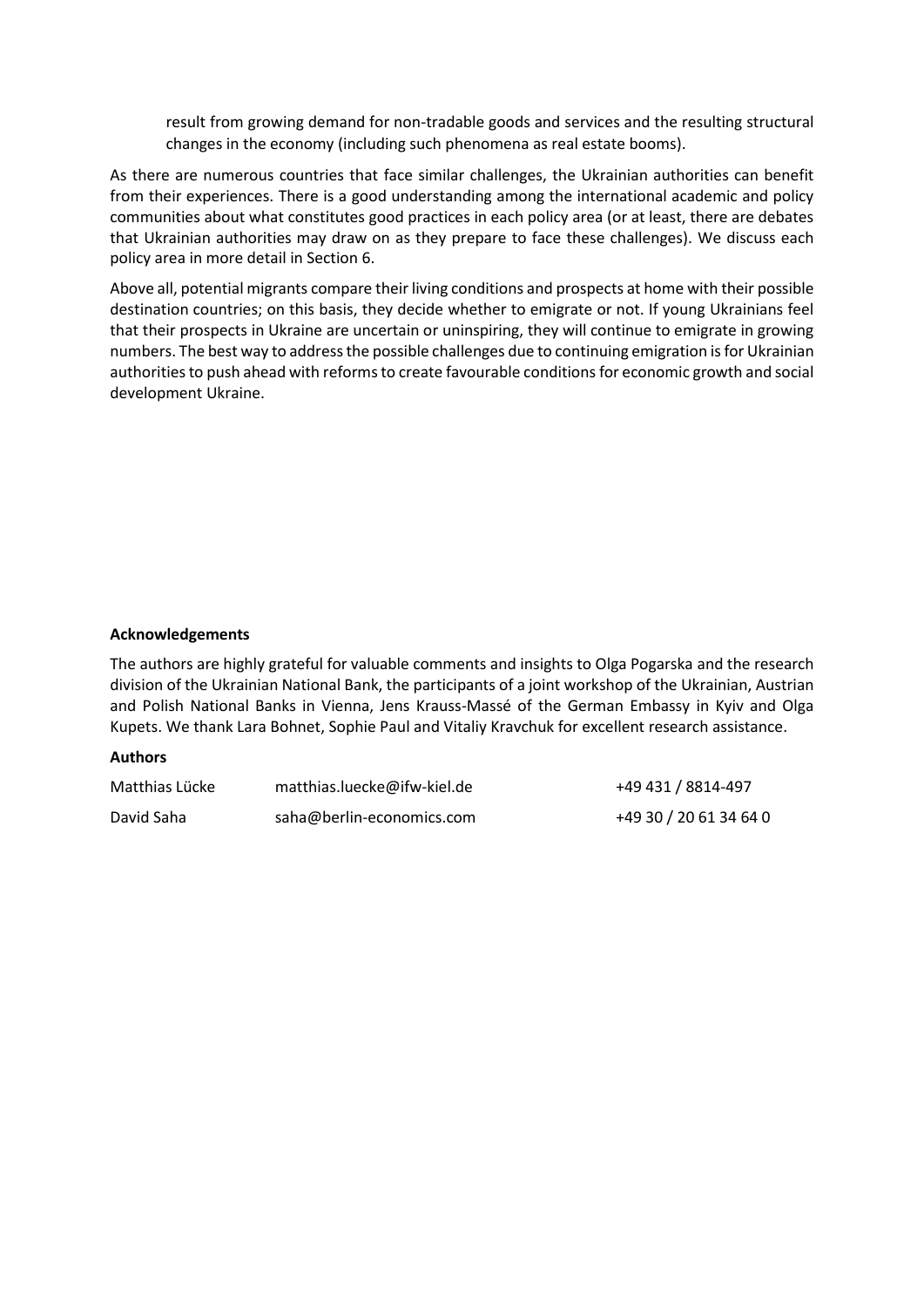result from growing demand for non-tradable goods and services and the resulting structural changes in the economy (including such phenomena as real estate booms).

As there are numerous countries that face similar challenges, the Ukrainian authorities can benefit from their experiences. There is a good understanding among the international academic and policy communities about what constitutes good practices in each policy area (or at least, there are debates that Ukrainian authorities may draw on as they prepare to face these challenges). We discuss each policy area in more detail in Section 6.

Above all, potential migrants compare their living conditions and prospects at home with their possible destination countries; on this basis, they decide whether to emigrate or not. If young Ukrainians feel that their prospects in Ukraine are uncertain or uninspiring, they will continue to emigrate in growing numbers. The best way to address the possible challenges due to continuing emigration is for Ukrainian authorities to push ahead with reforms to create favourable conditions for economic growth and social development Ukraine.

**Acknowledgements**

The authors are highly grateful for valuable comments and insights to Olga Pogarska and the research division of the Ukrainian National Bank, the participants of a joint workshop of the Ukrainian, Austrian and Polish National Banks in Vienna, Jens Krauss-Massé of the German Embassy in Kyiv and Olga Kupets. We thank Lara Bohnet, Sophie Paul and Vitaliy Kravchuk for excellent research assistance.

**Authors**

| | | |
|---|---|---|
| Matthias Lücke | matthias.luecke@ifw-kiel.de | +49 431 / 8814-497 |
| David Saha | saha@berlin-economics.com | +49 30 / 20 61 34 64 0 |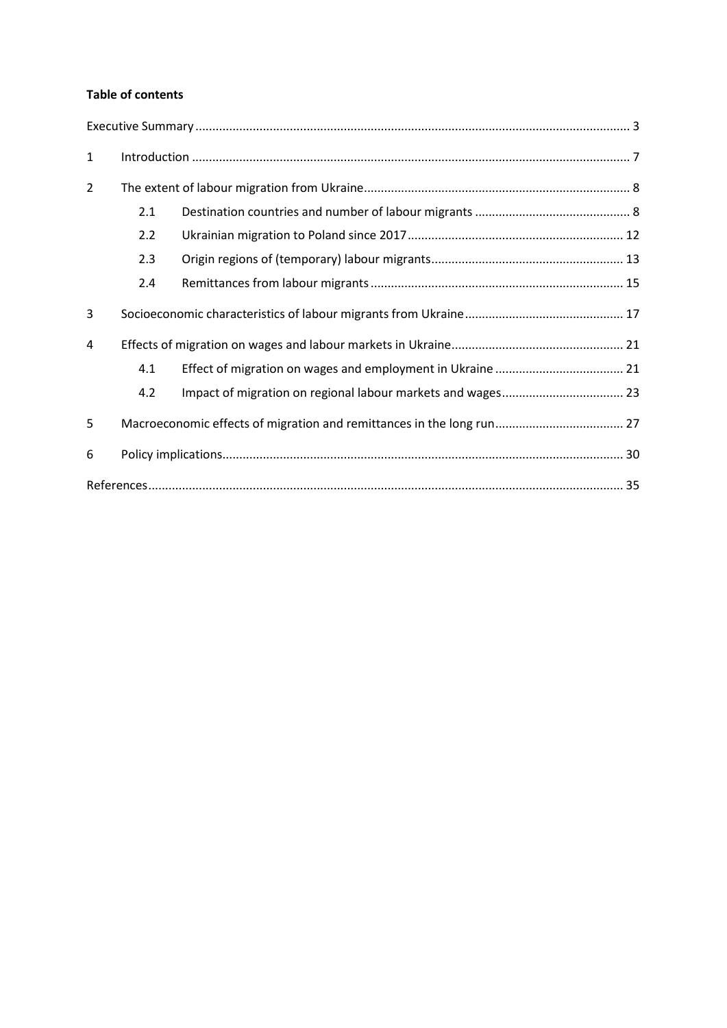**Table of contents**

| | | |
|---|---|---|
| Executive Summary | | 3 |
| 1 | Introduction | 7 |
| 2 | The extent of labour migration from Ukraine | 8 |
| 2.1 | Destination countries and number of labour migrants | 8 |
| 2.2 | Ukrainian migration to Poland since 2017 | 12 |
| 2.3 | Origin regions of (temporary) labour migrants | 13 |
| 2.4 | Remittances from labour migrants | 15 |
| 3 | Socioeconomic characteristics of labour migrants from Ukraine | 17 |
| 4 | Effects of migration on wages and labour markets in Ukraine | 21 |
| 4.1 | Effect of migration on wages and employment in Ukraine | 21 |
| 4.2 | Impact of migration on regional labour markets and wages | 23 |
| 5 | Macroeconomic effects of migration and remittances in the long run | 27 |
| 6 | Policy implications | 30 |
| References | | 35 |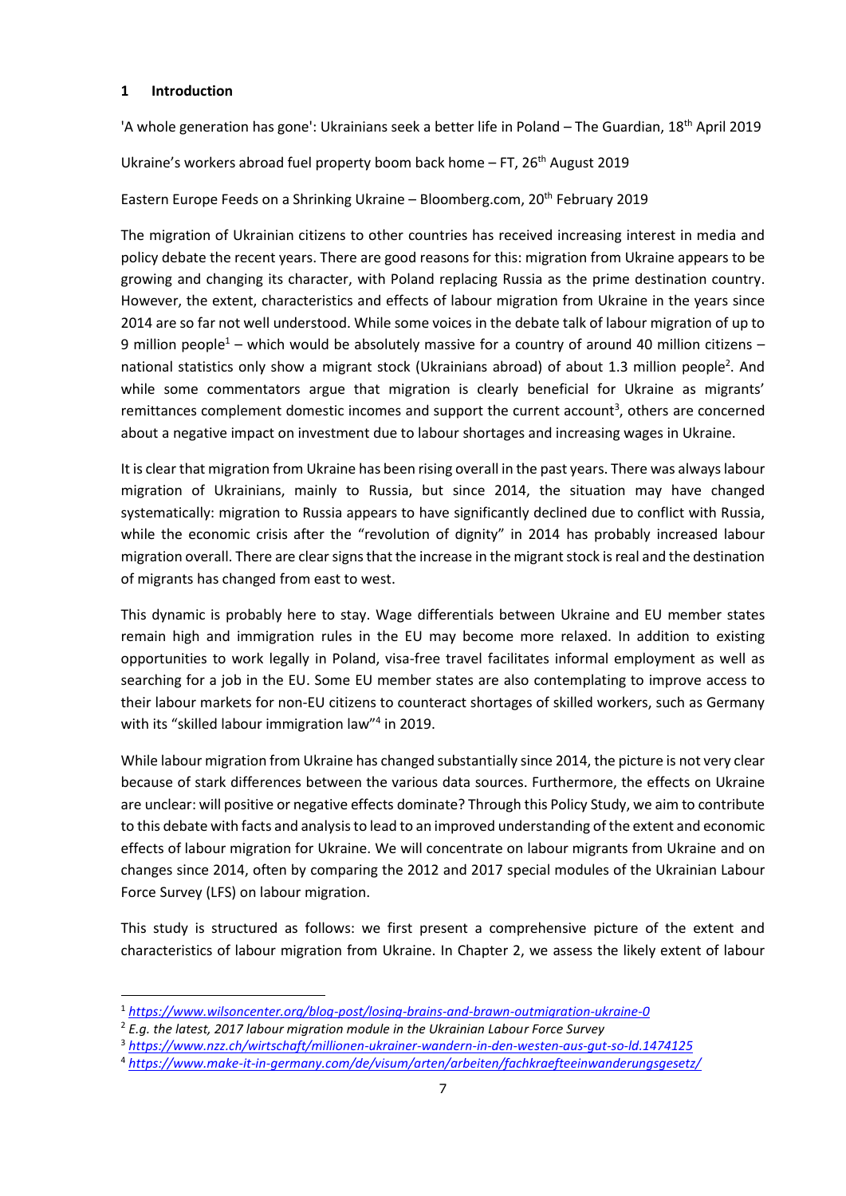# 1 Introduction

'A whole generation has gone': Ukrainians seek a better life in Poland – The Guardian, 18th April 2019

Ukraine's workers abroad fuel property boom back home – FT, 26th August 2019

Eastern Europe Feeds on a Shrinking Ukraine – Bloomberg.com, 20th February 2019

The migration of Ukrainian citizens to other countries has received increasing interest in media and policy debate the recent years. There are good reasons for this: migration from Ukraine appears to be growing and changing its character, with Poland replacing Russia as the prime destination country. However, the extent, characteristics and effects of labour migration from Ukraine in the years since 2014 are so far not well understood. While some voices in the debate talk of labour migration of up to 9 million people[1] – which would be absolutely massive for a country of around 40 million citizens – national statistics only show a migrant stock (Ukrainians abroad) of about 1.3 million people[2]. And while some commentators argue that migration is clearly beneficial for Ukraine as migrants' remittances complement domestic incomes and support the current account[3], others are concerned about a negative impact on investment due to labour shortages and increasing wages in Ukraine.

It is clear that migration from Ukraine has been rising overall in the past years. There was always labour migration of Ukrainians, mainly to Russia, but since 2014, the situation may have changed systematically: migration to Russia appears to have significantly declined due to conflict with Russia, while the economic crisis after the "revolution of dignity" in 2014 has probably increased labour migration overall. There are clear signs that the increase in the migrant stock is real and the destination of migrants has changed from east to west.

This dynamic is probably here to stay. Wage differentials between Ukraine and EU member states remain high and immigration rules in the EU may become more relaxed. In addition to existing opportunities to work legally in Poland, visa-free travel facilitates informal employment as well as searching for a job in the EU. Some EU member states are also contemplating to improve access to their labour markets for non-EU citizens to counteract shortages of skilled workers, such as Germany with its "skilled labour immigration law"[4] in 2019.

While labour migration from Ukraine has changed substantially since 2014, the picture is not very clear because of stark differences between the various data sources. Furthermore, the effects on Ukraine are unclear: will positive or negative effects dominate? Through this Policy Study, we aim to contribute to this debate with facts and analysis to lead to an improved understanding of the extent and economic effects of labour migration for Ukraine. We will concentrate on labour migrants from Ukraine and on changes since 2014, often by comparing the 2012 and 2017 special modules of the Ukrainian Labour Force Survey (LFS) on labour migration.

This study is structured as follows: we first present a comprehensive picture of the extent and characteristics of labour migration from Ukraine. In Chapter 2, we assess the likely extent of labour

---

[1] *https://www.wilsoncenter.org/blog-post/losing-brains-and-brawn-outmigration-ukraine-0*

[2] *E.g. the latest, 2017 labour migration module in the Ukrainian Labour Force Survey*

[3] *https://www.nzz.ch/wirtschaft/millionen-ukrainer-wandern-in-den-westen-aus-gut-so-ld.1474125*

[4] *https://www.make-it-in-germany.com/de/visum/arten/arbeiten/fachkraefteeinwanderungsgesetz/*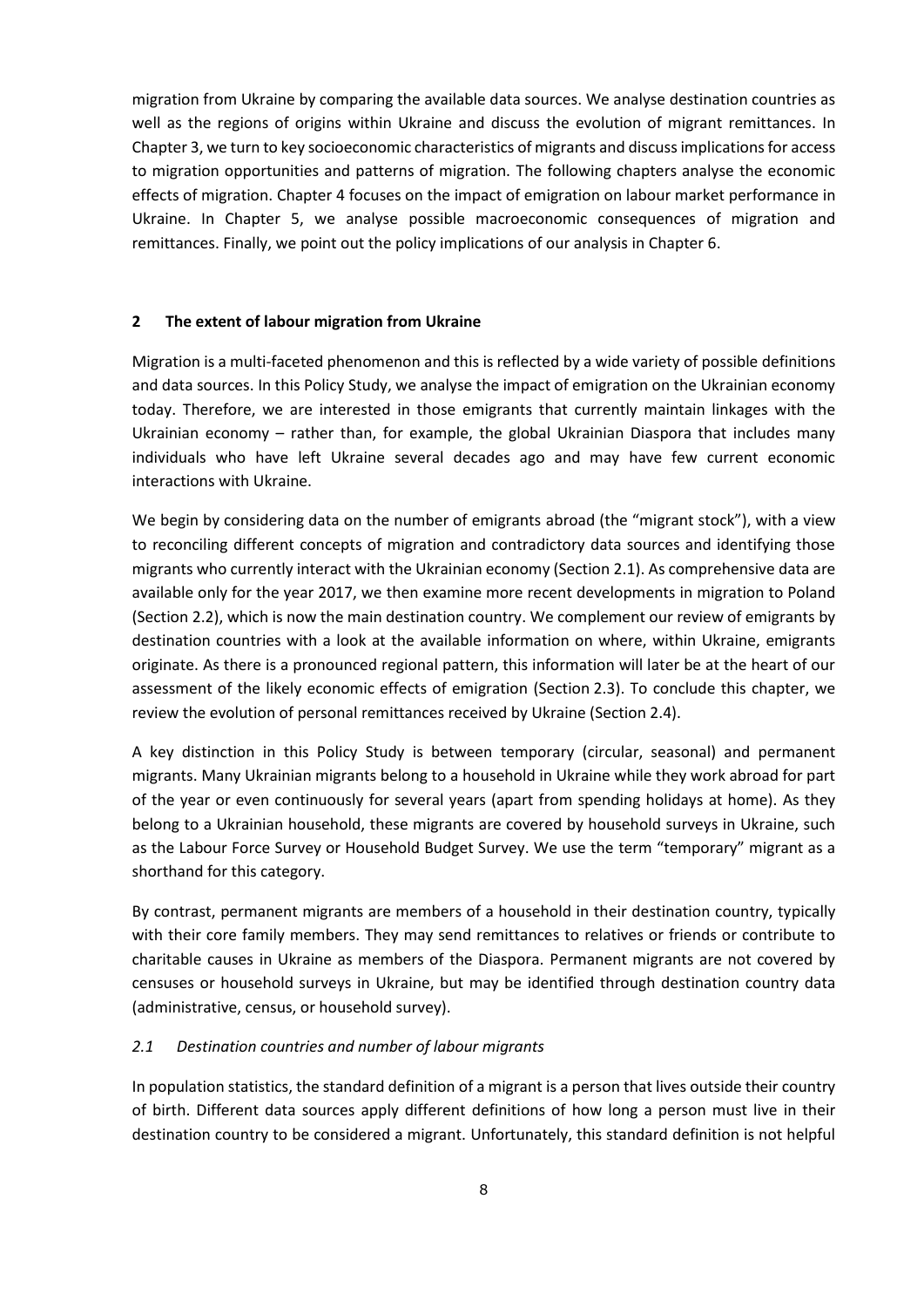migration from Ukraine by comparing the available data sources. We analyse destination countries as well as the regions of origins within Ukraine and discuss the evolution of migrant remittances. In Chapter 3, we turn to key socioeconomic characteristics of migrants and discuss implications for access to migration opportunities and patterns of migration. The following chapters analyse the economic effects of migration. Chapter 4 focuses on the impact of emigration on labour market performance in Ukraine. In Chapter 5, we analyse possible macroeconomic consequences of migration and remittances. Finally, we point out the policy implications of our analysis in Chapter 6.

## 2 The extent of labour migration from Ukraine

Migration is a multi-faceted phenomenon and this is reflected by a wide variety of possible definitions and data sources. In this Policy Study, we analyse the impact of emigration on the Ukrainian economy today. Therefore, we are interested in those emigrants that currently maintain linkages with the Ukrainian economy – rather than, for example, the global Ukrainian Diaspora that includes many individuals who have left Ukraine several decades ago and may have few current economic interactions with Ukraine.

We begin by considering data on the number of emigrants abroad (the "migrant stock"), with a view to reconciling different concepts of migration and contradictory data sources and identifying those migrants who currently interact with the Ukrainian economy (Section 2.1). As comprehensive data are available only for the year 2017, we then examine more recent developments in migration to Poland (Section 2.2), which is now the main destination country. We complement our review of emigrants by destination countries with a look at the available information on where, within Ukraine, emigrants originate. As there is a pronounced regional pattern, this information will later be at the heart of our assessment of the likely economic effects of emigration (Section 2.3). To conclude this chapter, we review the evolution of personal remittances received by Ukraine (Section 2.4).

A key distinction in this Policy Study is between temporary (circular, seasonal) and permanent migrants. Many Ukrainian migrants belong to a household in Ukraine while they work abroad for part of the year or even continuously for several years (apart from spending holidays at home). As they belong to a Ukrainian household, these migrants are covered by household surveys in Ukraine, such as the Labour Force Survey or Household Budget Survey. We use the term "temporary" migrant as a shorthand for this category.

By contrast, permanent migrants are members of a household in their destination country, typically with their core family members. They may send remittances to relatives or friends or contribute to charitable causes in Ukraine as members of the Diaspora. Permanent migrants are not covered by censuses or household surveys in Ukraine, but may be identified through destination country data (administrative, census, or household survey).

### *2.1 Destination countries and number of labour migrants*

In population statistics, the standard definition of a migrant is a person that lives outside their country of birth. Different data sources apply different definitions of how long a person must live in their destination country to be considered a migrant. Unfortunately, this standard definition is not helpful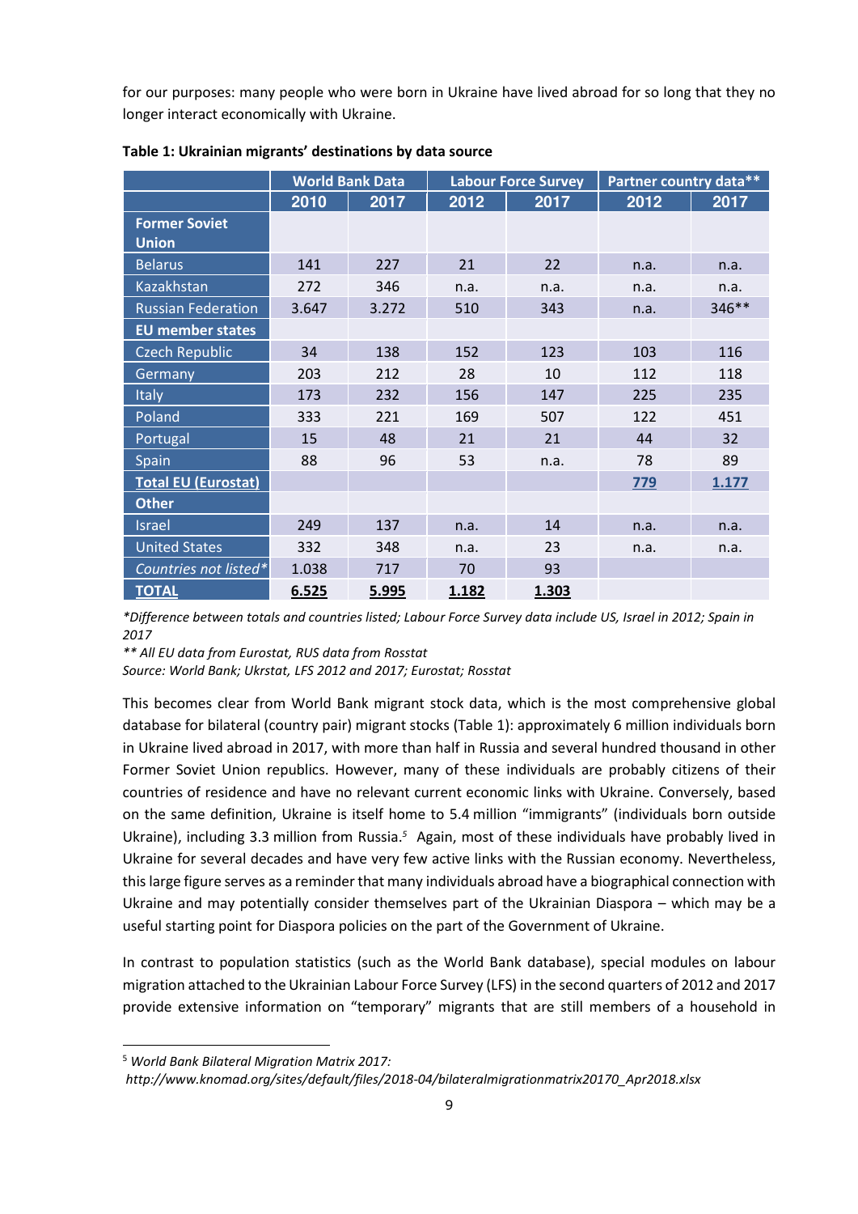for our purposes: many people who were born in Ukraine have lived abroad for so long that they no longer interact economically with Ukraine.

**Table 1: Ukrainian migrants' destinations by data source**

| | World Bank Data | | Labour Force Survey | | Partner country data** | |
|---|---|---|---|---|---|---|
| | 2010 | 2017 | 2012 | 2017 | 2012 | 2017 |
| **Former Soviet Union** | | | | | | |
| Belarus | 141 | 227 | 21 | 22 | n.a. | n.a. |
| Kazakhstan | 272 | 346 | n.a. | n.a. | n.a. | n.a. |
| Russian Federation | 3.647 | 3.272 | 510 | 343 | n.a. | 346** |
| **EU member states** | | | | | | |
| Czech Republic | 34 | 138 | 152 | 123 | 103 | 116 |
| Germany | 203 | 212 | 28 | 10 | 112 | 118 |
| Italy | 173 | 232 | 156 | 147 | 225 | 235 |
| Poland | 333 | 221 | 169 | 507 | 122 | 451 |
| Portugal | 15 | 48 | 21 | 21 | 44 | 32 |
| Spain | 88 | 96 | 53 | n.a. | 78 | 89 |
| **Total EU (Eurostat)** | | | | | **779** | **1.177** |
| **Other** | | | | | | |
| Israel | 249 | 137 | n.a. | 14 | n.a. | n.a. |
| United States | 332 | 348 | n.a. | 23 | n.a. | n.a. |
| *Countries not listed** | 1.038 | 717 | 70 | 93 | | |
| **TOTAL** | **6.525** | **5.995** | **1.182** | **1.303** | | |

*\*Difference between totals and countries listed; Labour Force Survey data include US, Israel in 2012; Spain in 2017*

*\*\* All EU data from Eurostat, RUS data from Rosstat*

*Source: World Bank; Ukrstat, LFS 2012 and 2017; Eurostat; Rosstat*

This becomes clear from World Bank migrant stock data, which is the most comprehensive global database for bilateral (country pair) migrant stocks (Table 1): approximately 6 million individuals born in Ukraine lived abroad in 2017, with more than half in Russia and several hundred thousand in other Former Soviet Union republics. However, many of these individuals are probably citizens of their countries of residence and have no relevant current economic links with Ukraine. Conversely, based on the same definition, Ukraine is itself home to 5.4 million "immigrants" (individuals born outside Ukraine), including 3.3 million from Russia.[5] Again, most of these individuals have probably lived in Ukraine for several decades and have very few active links with the Russian economy. Nevertheless, this large figure serves as a reminder that many individuals abroad have a biographical connection with Ukraine and may potentially consider themselves part of the Ukrainian Diaspora – which may be a useful starting point for Diaspora policies on the part of the Government of Ukraine.

In contrast to population statistics (such as the World Bank database), special modules on labour migration attached to the Ukrainian Labour Force Survey (LFS) in the second quarters of 2012 and 2017 provide extensive information on "temporary" migrants that are still members of a household in

[5] *World Bank Bilateral Migration Matrix 2017: http://www.knomad.org/sites/default/files/2018-04/bilateralmigrationmatrix20170_Apr2018.xlsx*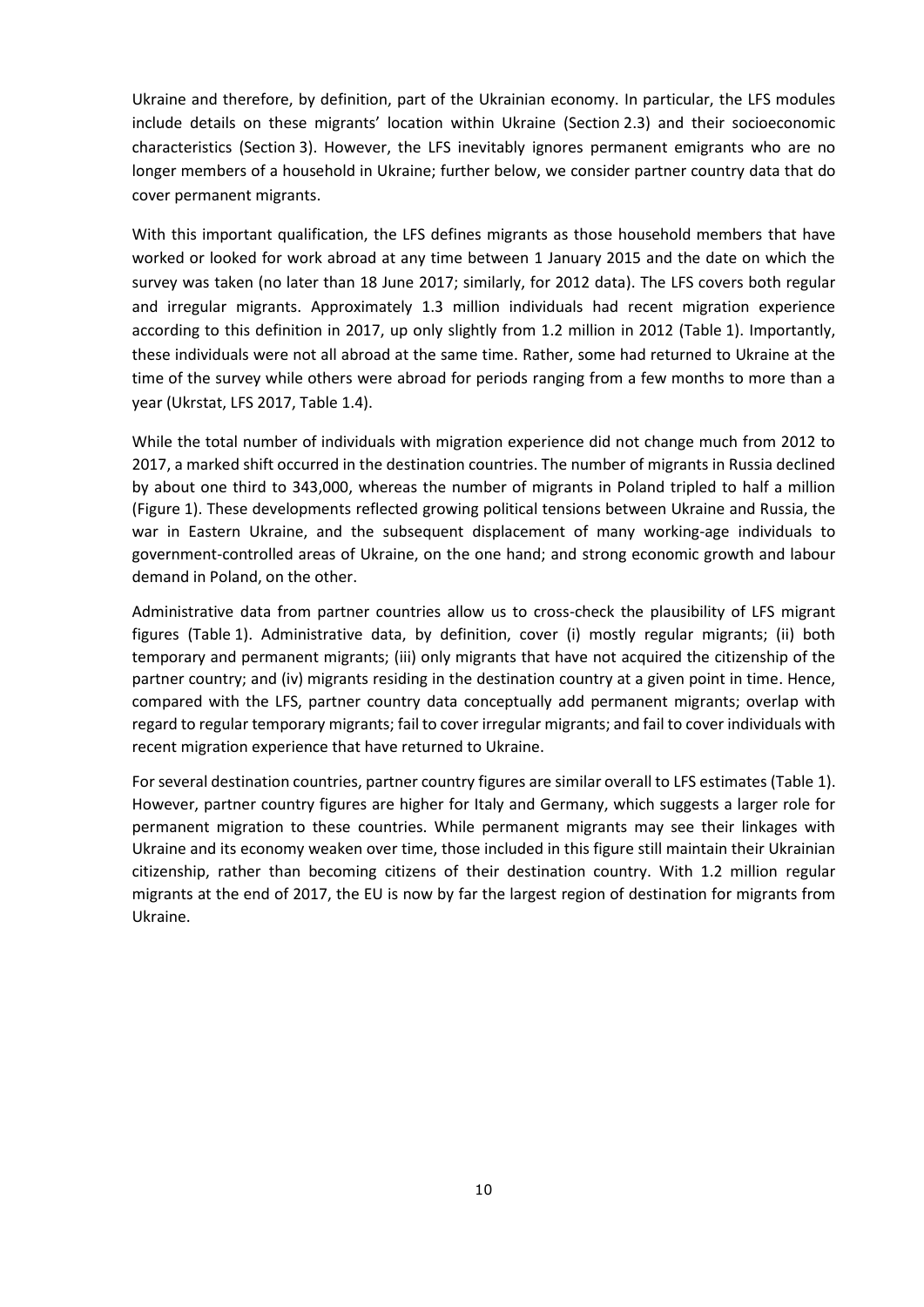Ukraine and therefore, by definition, part of the Ukrainian economy. In particular, the LFS modules include details on these migrants' location within Ukraine (Section 2.3) and their socioeconomic characteristics (Section 3). However, the LFS inevitably ignores permanent emigrants who are no longer members of a household in Ukraine; further below, we consider partner country data that do cover permanent migrants.

With this important qualification, the LFS defines migrants as those household members that have worked or looked for work abroad at any time between 1 January 2015 and the date on which the survey was taken (no later than 18 June 2017; similarly, for 2012 data). The LFS covers both regular and irregular migrants. Approximately 1.3 million individuals had recent migration experience according to this definition in 2017, up only slightly from 1.2 million in 2012 (Table 1). Importantly, these individuals were not all abroad at the same time. Rather, some had returned to Ukraine at the time of the survey while others were abroad for periods ranging from a few months to more than a year (Ukrstat, LFS 2017, Table 1.4).

While the total number of individuals with migration experience did not change much from 2012 to 2017, a marked shift occurred in the destination countries. The number of migrants in Russia declined by about one third to 343,000, whereas the number of migrants in Poland tripled to half a million (Figure 1). These developments reflected growing political tensions between Ukraine and Russia, the war in Eastern Ukraine, and the subsequent displacement of many working-age individuals to government-controlled areas of Ukraine, on the one hand; and strong economic growth and labour demand in Poland, on the other.

Administrative data from partner countries allow us to cross-check the plausibility of LFS migrant figures (Table 1). Administrative data, by definition, cover (i) mostly regular migrants; (ii) both temporary and permanent migrants; (iii) only migrants that have not acquired the citizenship of the partner country; and (iv) migrants residing in the destination country at a given point in time. Hence, compared with the LFS, partner country data conceptually add permanent migrants; overlap with regard to regular temporary migrants; fail to cover irregular migrants; and fail to cover individuals with recent migration experience that have returned to Ukraine.

For several destination countries, partner country figures are similar overall to LFS estimates (Table 1). However, partner country figures are higher for Italy and Germany, which suggests a larger role for permanent migration to these countries. While permanent migrants may see their linkages with Ukraine and its economy weaken over time, those included in this figure still maintain their Ukrainian citizenship, rather than becoming citizens of their destination country. With 1.2 million regular migrants at the end of 2017, the EU is now by far the largest region of destination for migrants from Ukraine.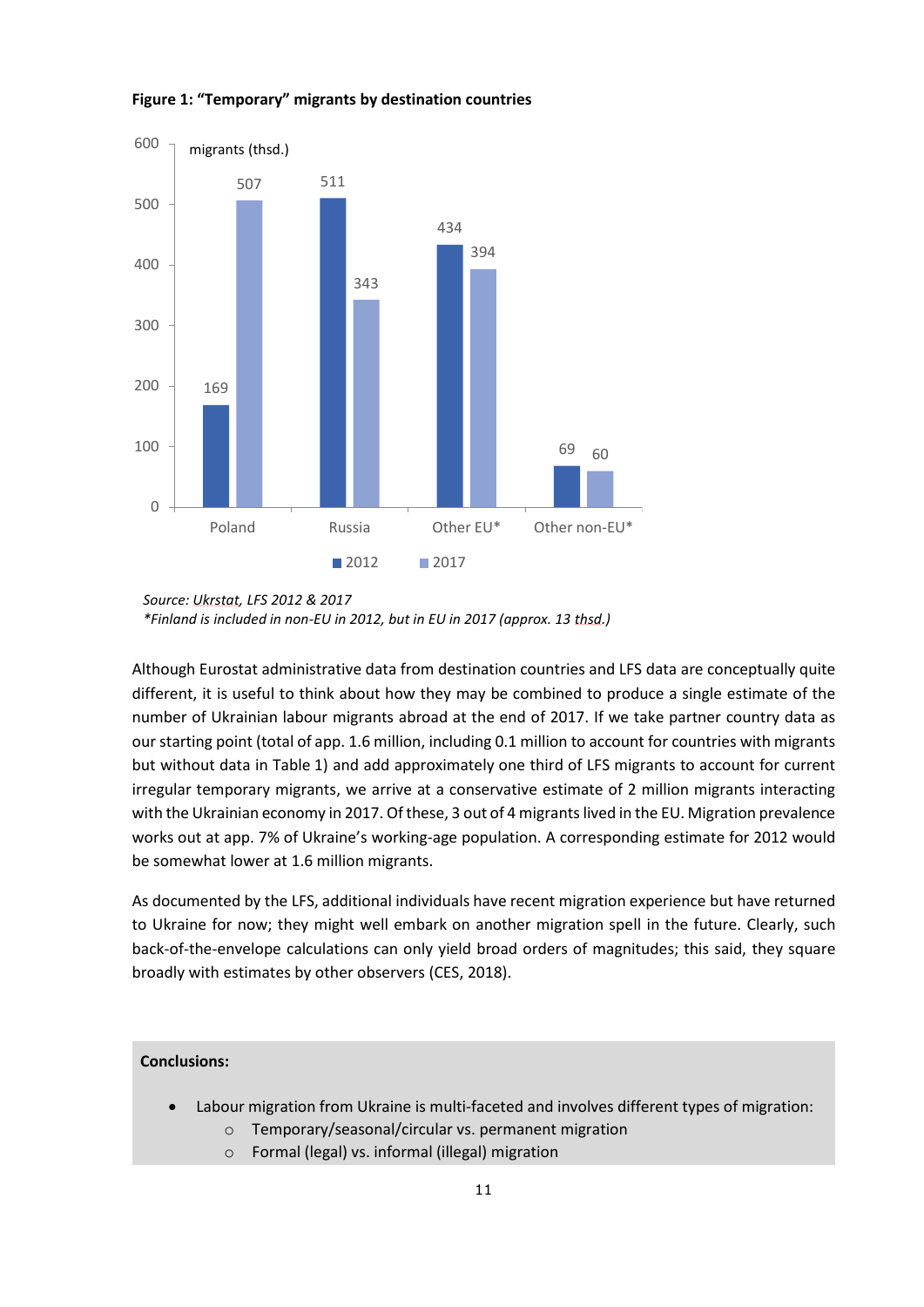**Figure 1: "Temporary" migrants by destination countries**

| migrants (thsd.) | 2012 | 2017 |
|---|---|---|
| Poland | 169 | 507 |
| Russia | 511 | 343 |
| Other EU* | 434 | 394 |
| Other non-EU* | 69 | 60 |

*Source: Ukrstat, LFS 2012 & 2017*
*\*Finland is included in non-EU in 2012, but in EU in 2017 (approx. 13 thsd.)*

Although Eurostat administrative data from destination countries and LFS data are conceptually quite different, it is useful to think about how they may be combined to produce a single estimate of the number of Ukrainian labour migrants abroad at the end of 2017. If we take partner country data as our starting point (total of app. 1.6 million, including 0.1 million to account for countries with migrants but without data in Table 1) and add approximately one third of LFS migrants to account for current irregular temporary migrants, we arrive at a conservative estimate of 2 million migrants interacting with the Ukrainian economy in 2017. Of these, 3 out of 4 migrants lived in the EU. Migration prevalence works out at app. 7% of Ukraine's working-age population. A corresponding estimate for 2012 would be somewhat lower at 1.6 million migrants.

As documented by the LFS, additional individuals have recent migration experience but have returned to Ukraine for now; they might well embark on another migration spell in the future. Clearly, such back-of-the-envelope calculations can only yield broad orders of magnitudes; this said, they square broadly with estimates by other observers (CES, 2018).

**Conclusions:**

- Labour migration from Ukraine is multi-faceted and involves different types of migration:
  - Temporary/seasonal/circular vs. permanent migration
  - Formal (legal) vs. informal (illegal) migration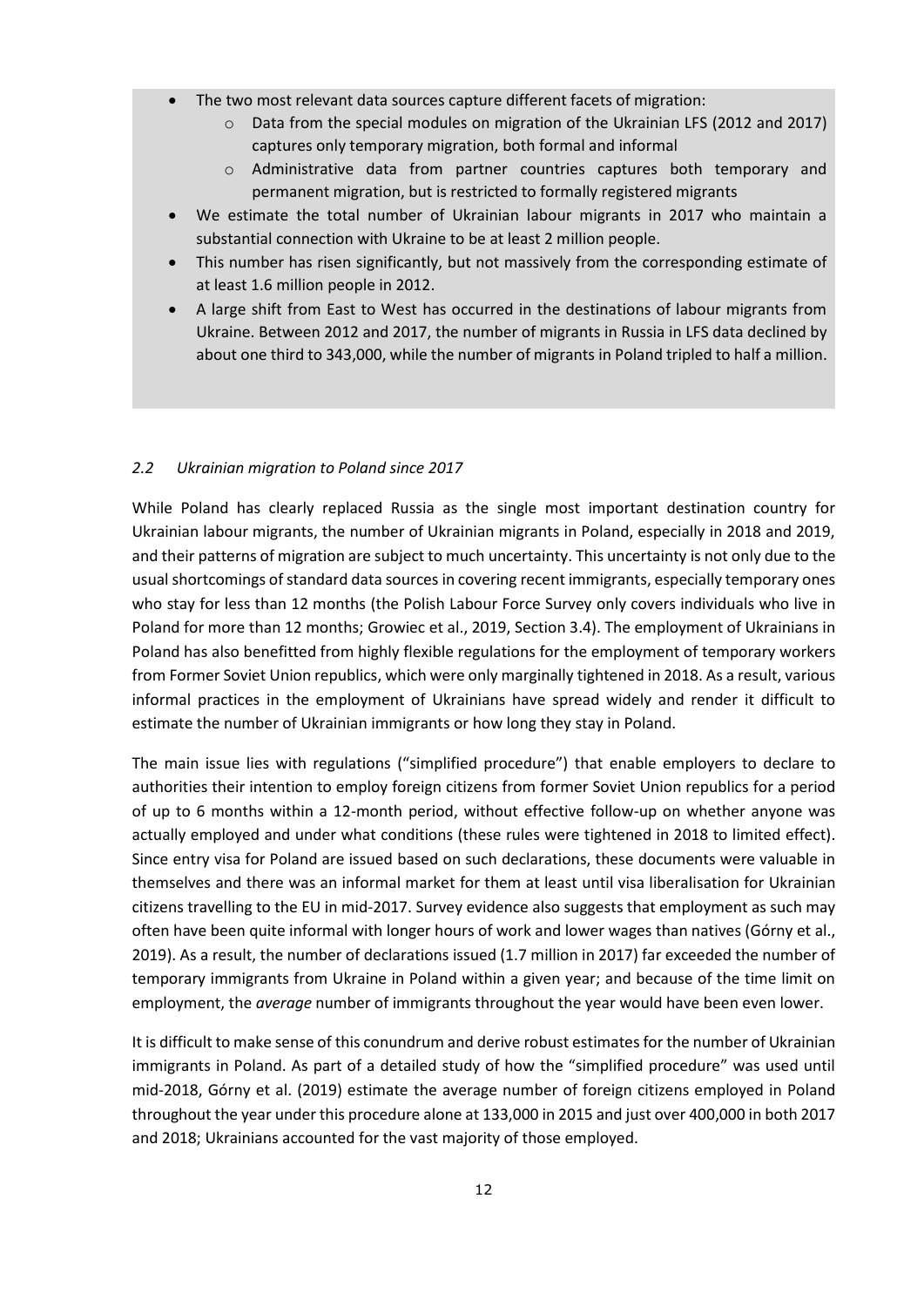- The two most relevant data sources capture different facets of migration:
  - Data from the special modules on migration of the Ukrainian LFS (2012 and 2017) captures only temporary migration, both formal and informal
  - Administrative data from partner countries captures both temporary and permanent migration, but is restricted to formally registered migrants
- We estimate the total number of Ukrainian labour migrants in 2017 who maintain a substantial connection with Ukraine to be at least 2 million people.
- This number has risen significantly, but not massively from the corresponding estimate of at least 1.6 million people in 2012.
- A large shift from East to West has occurred in the destinations of labour migrants from Ukraine. Between 2012 and 2017, the number of migrants in Russia in LFS data declined by about one third to 343,000, while the number of migrants in Poland tripled to half a million.

### *2.2 Ukrainian migration to Poland since 2017*

While Poland has clearly replaced Russia as the single most important destination country for Ukrainian labour migrants, the number of Ukrainian migrants in Poland, especially in 2018 and 2019, and their patterns of migration are subject to much uncertainty. This uncertainty is not only due to the usual shortcomings of standard data sources in covering recent immigrants, especially temporary ones who stay for less than 12 months (the Polish Labour Force Survey only covers individuals who live in Poland for more than 12 months; Growiec et al., 2019, Section 3.4). The employment of Ukrainians in Poland has also benefitted from highly flexible regulations for the employment of temporary workers from Former Soviet Union republics, which were only marginally tightened in 2018. As a result, various informal practices in the employment of Ukrainians have spread widely and render it difficult to estimate the number of Ukrainian immigrants or how long they stay in Poland.

The main issue lies with regulations ("simplified procedure") that enable employers to declare to authorities their intention to employ foreign citizens from former Soviet Union republics for a period of up to 6 months within a 12-month period, without effective follow-up on whether anyone was actually employed and under what conditions (these rules were tightened in 2018 to limited effect). Since entry visa for Poland are issued based on such declarations, these documents were valuable in themselves and there was an informal market for them at least until visa liberalisation for Ukrainian citizens travelling to the EU in mid-2017. Survey evidence also suggests that employment as such may often have been quite informal with longer hours of work and lower wages than natives (Górny et al., 2019). As a result, the number of declarations issued (1.7 million in 2017) far exceeded the number of temporary immigrants from Ukraine in Poland within a given year; and because of the time limit on employment, the *average* number of immigrants throughout the year would have been even lower.

It is difficult to make sense of this conundrum and derive robust estimates for the number of Ukrainian immigrants in Poland. As part of a detailed study of how the "simplified procedure" was used until mid-2018, Górny et al. (2019) estimate the average number of foreign citizens employed in Poland throughout the year under this procedure alone at 133,000 in 2015 and just over 400,000 in both 2017 and 2018; Ukrainians accounted for the vast majority of those employed.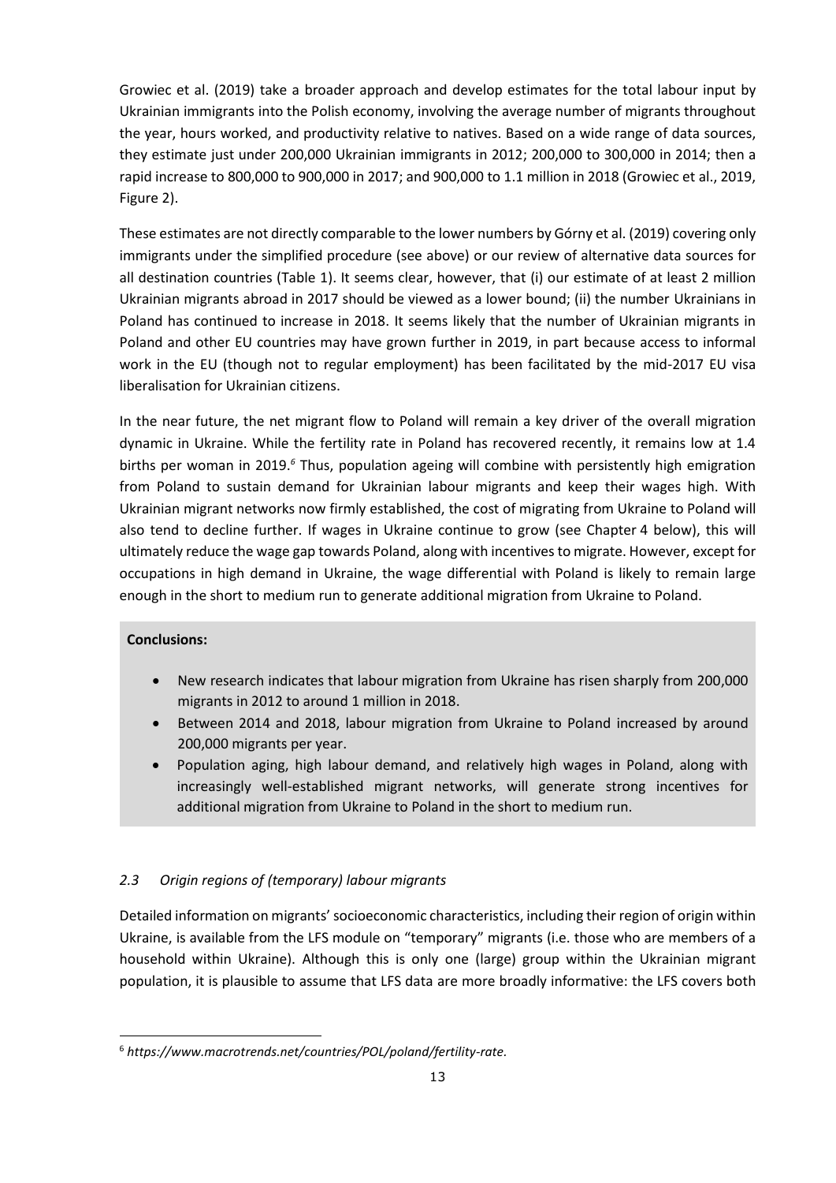Growiec et al. (2019) take a broader approach and develop estimates for the total labour input by Ukrainian immigrants into the Polish economy, involving the average number of migrants throughout the year, hours worked, and productivity relative to natives. Based on a wide range of data sources, they estimate just under 200,000 Ukrainian immigrants in 2012; 200,000 to 300,000 in 2014; then a rapid increase to 800,000 to 900,000 in 2017; and 900,000 to 1.1 million in 2018 (Growiec et al., 2019, Figure 2).

These estimates are not directly comparable to the lower numbers by Górny et al. (2019) covering only immigrants under the simplified procedure (see above) or our review of alternative data sources for all destination countries (Table 1). It seems clear, however, that (i) our estimate of at least 2 million Ukrainian migrants abroad in 2017 should be viewed as a lower bound; (ii) the number Ukrainians in Poland has continued to increase in 2018. It seems likely that the number of Ukrainian migrants in Poland and other EU countries may have grown further in 2019, in part because access to informal work in the EU (though not to regular employment) has been facilitated by the mid-2017 EU visa liberalisation for Ukrainian citizens.

In the near future, the net migrant flow to Poland will remain a key driver of the overall migration dynamic in Ukraine. While the fertility rate in Poland has recovered recently, it remains low at 1.4 births per woman in 2019.[6] Thus, population ageing will combine with persistently high emigration from Poland to sustain demand for Ukrainian labour migrants and keep their wages high. With Ukrainian migrant networks now firmly established, the cost of migrating from Ukraine to Poland will also tend to decline further. If wages in Ukraine continue to grow (see Chapter 4 below), this will ultimately reduce the wage gap towards Poland, along with incentives to migrate. However, except for occupations in high demand in Ukraine, the wage differential with Poland is likely to remain large enough in the short to medium run to generate additional migration from Ukraine to Poland.

**Conclusions:**

- New research indicates that labour migration from Ukraine has risen sharply from 200,000 migrants in 2012 to around 1 million in 2018.
- Between 2014 and 2018, labour migration from Ukraine to Poland increased by around 200,000 migrants per year.
- Population aging, high labour demand, and relatively high wages in Poland, along with increasingly well-established migrant networks, will generate strong incentives for additional migration from Ukraine to Poland in the short to medium run.

### *2.3 Origin regions of (temporary) labour migrants*

Detailed information on migrants' socioeconomic characteristics, including their region of origin within Ukraine, is available from the LFS module on "temporary" migrants (i.e. those who are members of a household within Ukraine). Although this is only one (large) group within the Ukrainian migrant population, it is plausible to assume that LFS data are more broadly informative: the LFS covers both

[6] *https://www.macrotrends.net/countries/POL/poland/fertility-rate.*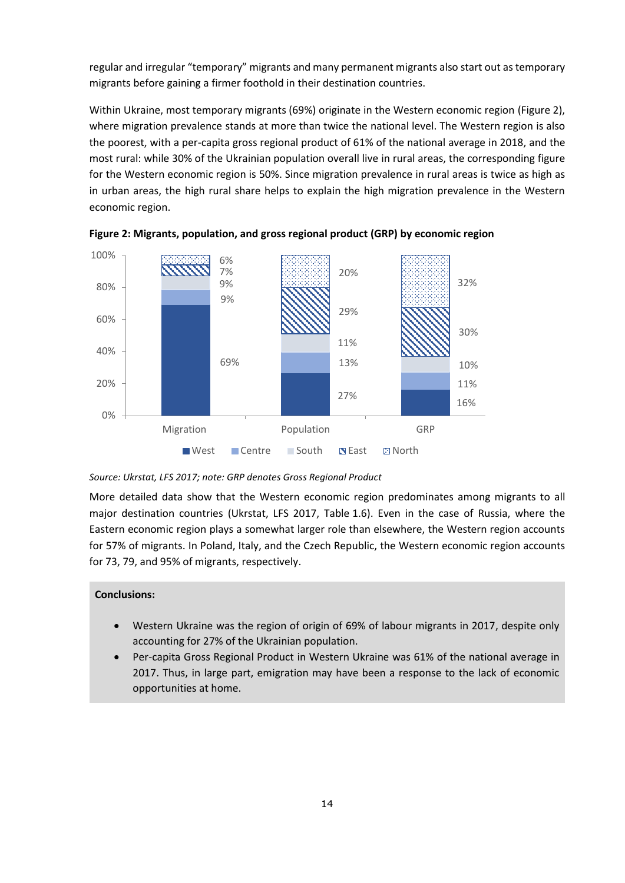regular and irregular "temporary" migrants and many permanent migrants also start out as temporary migrants before gaining a firmer foothold in their destination countries.

Within Ukraine, most temporary migrants (69%) originate in the Western economic region (Figure 2), where migration prevalence stands at more than twice the national level. The Western region is also the poorest, with a per-capita gross regional product of 61% of the national average in 2018, and the most rural: while 30% of the Ukrainian population overall live in rural areas, the corresponding figure for the Western economic region is 50%. Since migration prevalence in rural areas is twice as high as in urban areas, the high rural share helps to explain the high migration prevalence in the Western economic region.

**Figure 2: Migrants, population, and gross regional product (GRP) by economic region**

| | Migration | Population | GRP |
|---|---|---|---|
| West | 69% | 27% | 16% |
| Centre | 9% | 13% | 11% |
| South | 9% | 11% | 10% |
| East | 7% | 29% | 30% |
| North | 6% | 20% | 32% |

*Source: Ukrstat, LFS 2017; note: GRP denotes Gross Regional Product*

More detailed data show that the Western economic region predominates among migrants to all major destination countries (Ukrstat, LFS 2017, Table 1.6). Even in the case of Russia, where the Eastern economic region plays a somewhat larger role than elsewhere, the Western region accounts for 57% of migrants. In Poland, Italy, and the Czech Republic, the Western economic region accounts for 73, 79, and 95% of migrants, respectively.

**Conclusions:**

- Western Ukraine was the region of origin of 69% of labour migrants in 2017, despite only accounting for 27% of the Ukrainian population.
- Per-capita Gross Regional Product in Western Ukraine was 61% of the national average in 2017. Thus, in large part, emigration may have been a response to the lack of economic opportunities at home.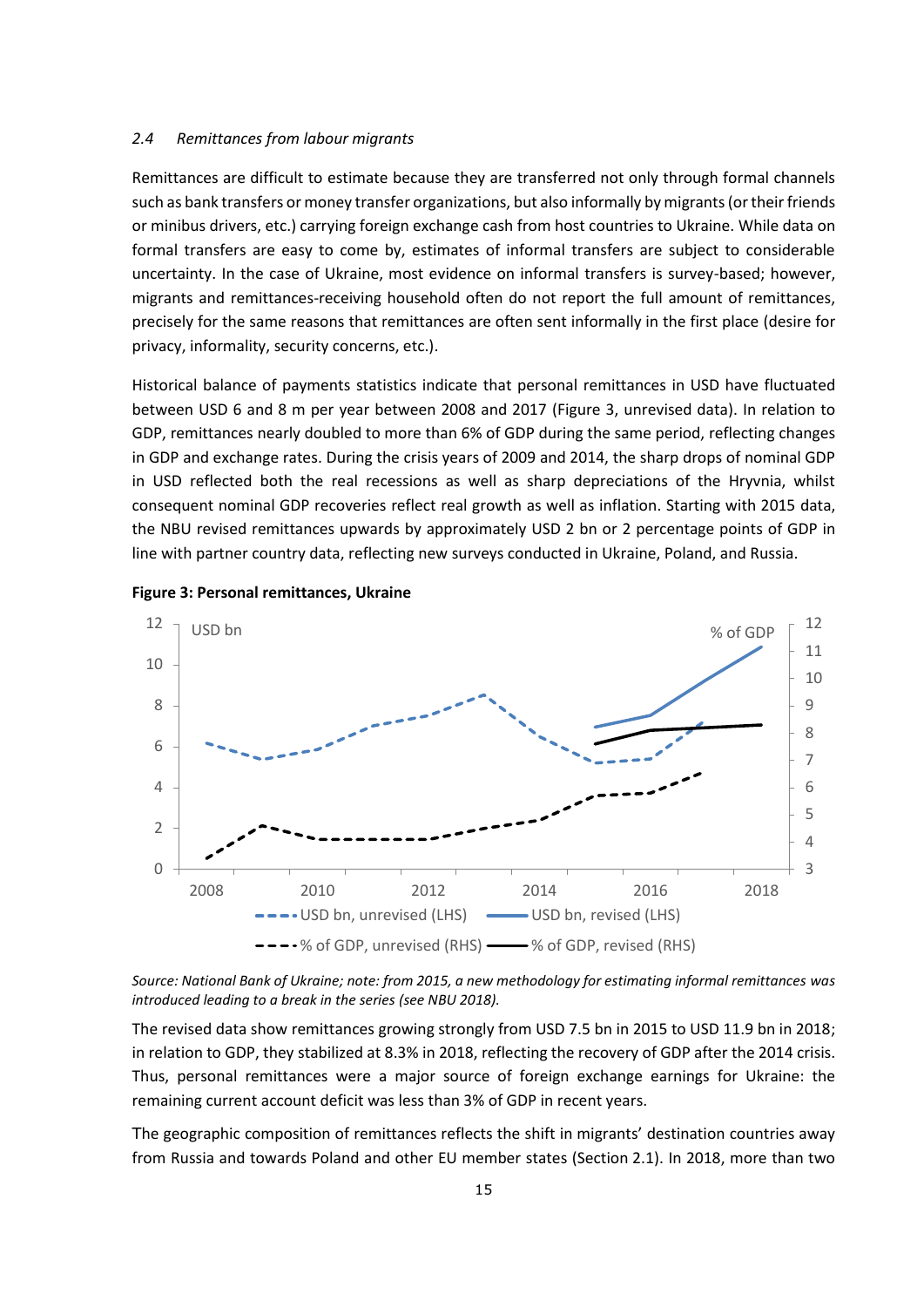### 2.4 Remittances from labour migrants

Remittances are difficult to estimate because they are transferred not only through formal channels such as bank transfers or money transfer organizations, but also informally by migrants (or their friends or minibus drivers, etc.) carrying foreign exchange cash from host countries to Ukraine. While data on formal transfers are easy to come by, estimates of informal transfers are subject to considerable uncertainty. In the case of Ukraine, most evidence on informal transfers is survey-based; however, migrants and remittances-receiving household often do not report the full amount of remittances, precisely for the same reasons that remittances are often sent informally in the first place (desire for privacy, informality, security concerns, etc.).

Historical balance of payments statistics indicate that personal remittances in USD have fluctuated between USD 6 and 8 m per year between 2008 and 2017 (Figure 3, unrevised data). In relation to GDP, remittances nearly doubled to more than 6% of GDP during the same period, reflecting changes in GDP and exchange rates. During the crisis years of 2009 and 2014, the sharp drops of nominal GDP in USD reflected both the real recessions as well as sharp depreciations of the Hryvnia, whilst consequent nominal GDP recoveries reflect real growth as well as inflation. Starting with 2015 data, the NBU revised remittances upwards by approximately USD 2 bn or 2 percentage points of GDP in line with partner country data, reflecting new surveys conducted in Ukraine, Poland, and Russia.

**Figure 3: Personal remittances, Ukraine**

*Source: National Bank of Ukraine; note: from 2015, a new methodology for estimating informal remittances was introduced leading to a break in the series (see NBU 2018).*

The revised data show remittances growing strongly from USD 7.5 bn in 2015 to USD 11.9 bn in 2018; in relation to GDP, they stabilized at 8.3% in 2018, reflecting the recovery of GDP after the 2014 crisis. Thus, personal remittances were a major source of foreign exchange earnings for Ukraine: the remaining current account deficit was less than 3% of GDP in recent years.

The geographic composition of remittances reflects the shift in migrants' destination countries away from Russia and towards Poland and other EU member states (Section 2.1). In 2018, more than two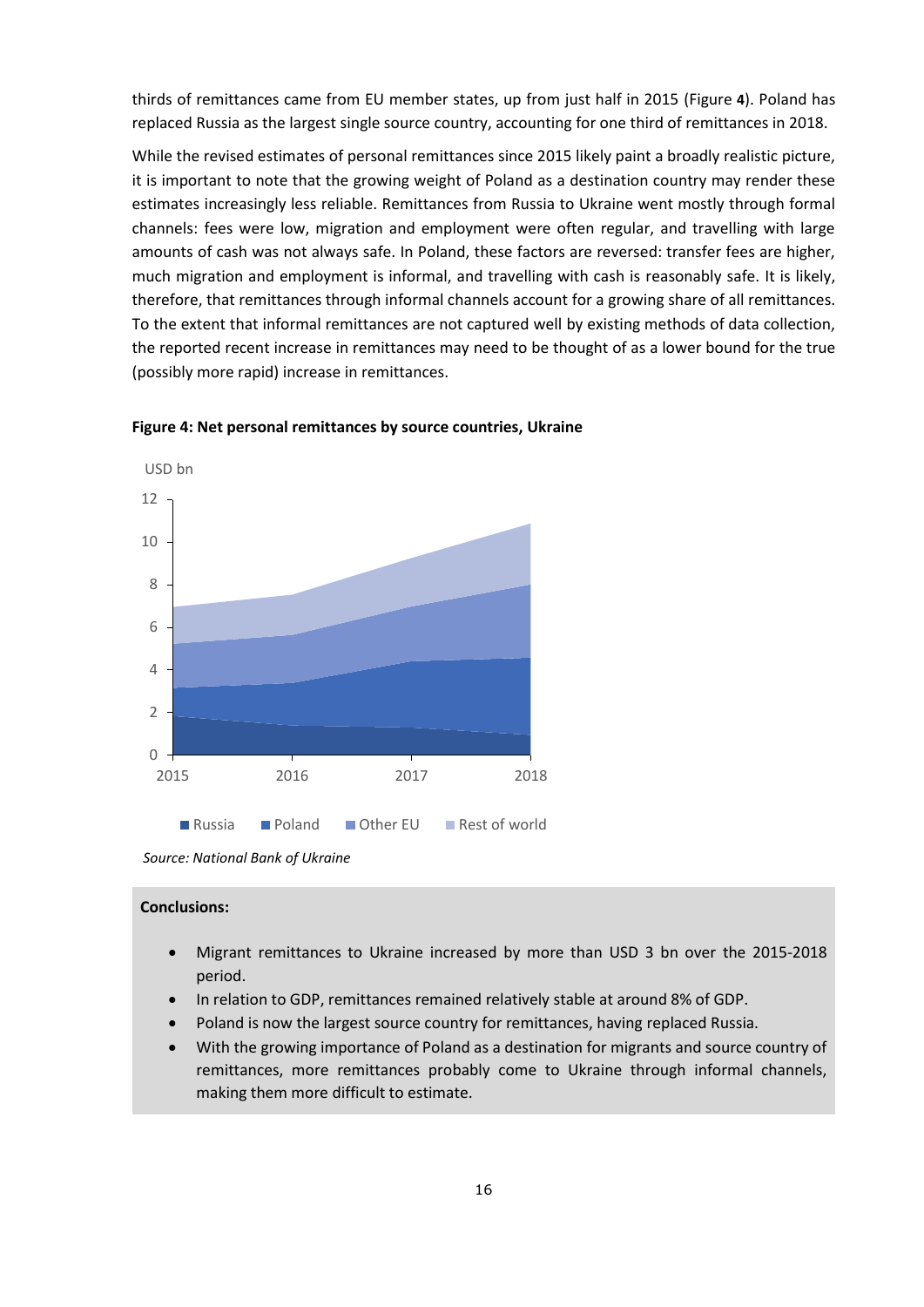thirds of remittances came from EU member states, up from just half in 2015 (Figure **4**). Poland has replaced Russia as the largest single source country, accounting for one third of remittances in 2018.

While the revised estimates of personal remittances since 2015 likely paint a broadly realistic picture, it is important to note that the growing weight of Poland as a destination country may render these estimates increasingly less reliable. Remittances from Russia to Ukraine went mostly through formal channels: fees were low, migration and employment were often regular, and travelling with large amounts of cash was not always safe. In Poland, these factors are reversed: transfer fees are higher, much migration and employment is informal, and travelling with cash is reasonably safe. It is likely, therefore, that remittances through informal channels account for a growing share of all remittances. To the extent that informal remittances are not captured well by existing methods of data collection, the reported recent increase in remittances may need to be thought of as a lower bound for the true (possibly more rapid) increase in remittances.

**Figure 4: Net personal remittances by source countries, Ukraine**

*Source: National Bank of Ukraine*

**Conclusions:**

- Migrant remittances to Ukraine increased by more than USD 3 bn over the 2015-2018 period.
- In relation to GDP, remittances remained relatively stable at around 8% of GDP.
- Poland is now the largest source country for remittances, having replaced Russia.
- With the growing importance of Poland as a destination for migrants and source country of remittances, more remittances probably come to Ukraine through informal channels, making them more difficult to estimate.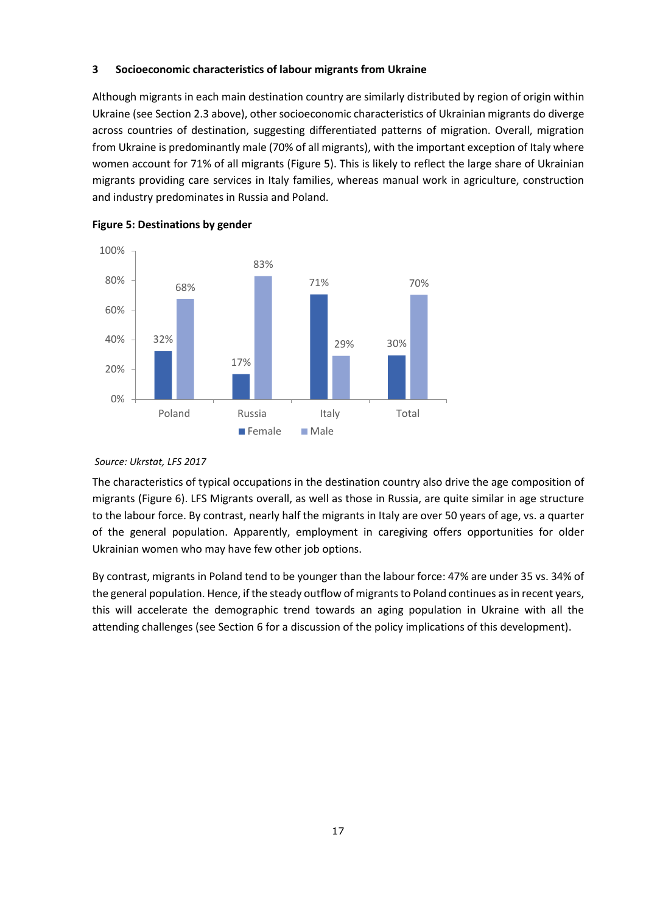## 3 Socioeconomic characteristics of labour migrants from Ukraine

Although migrants in each main destination country are similarly distributed by region of origin within Ukraine (see Section 2.3 above), other socioeconomic characteristics of Ukrainian migrants do diverge across countries of destination, suggesting differentiated patterns of migration. Overall, migration from Ukraine is predominantly male (70% of all migrants), with the important exception of Italy where women account for 71% of all migrants (Figure 5). This is likely to reflect the large share of Ukrainian migrants providing care services in Italy families, whereas manual work in agriculture, construction and industry predominates in Russia and Poland.

**Figure 5: Destinations by gender**

| | Female | Male |
|---|---|---|
| Poland | 32% | 68% |
| Russia | 17% | 83% |
| Italy | 71% | 29% |
| Total | 30% | 70% |

*Source: Ukrstat, LFS 2017*

The characteristics of typical occupations in the destination country also drive the age composition of migrants (Figure 6). LFS Migrants overall, as well as those in Russia, are quite similar in age structure to the labour force. By contrast, nearly half the migrants in Italy are over 50 years of age, vs. a quarter of the general population. Apparently, employment in caregiving offers opportunities for older Ukrainian women who may have few other job options.

By contrast, migrants in Poland tend to be younger than the labour force: 47% are under 35 vs. 34% of the general population. Hence, if the steady outflow of migrants to Poland continues as in recent years, this will accelerate the demographic trend towards an aging population in Ukraine with all the attending challenges (see Section 6 for a discussion of the policy implications of this development).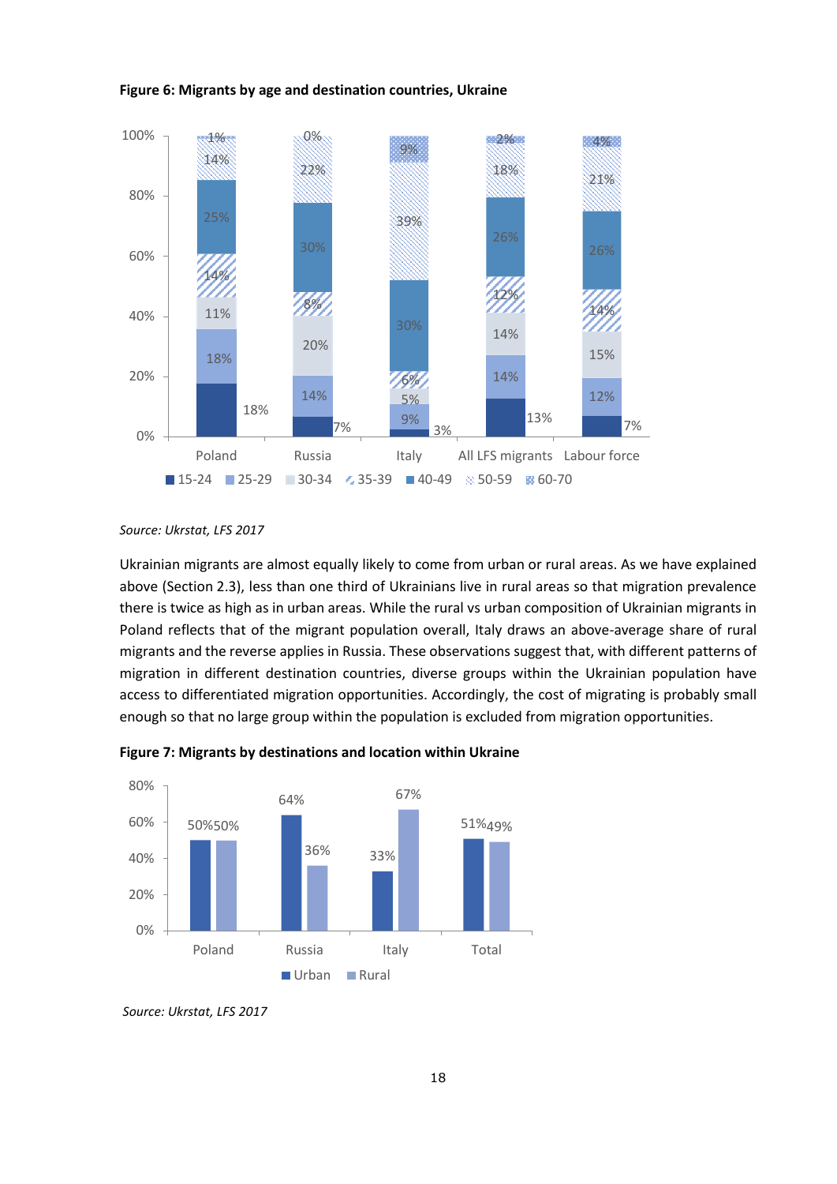**Figure 6: Migrants by age and destination countries, Ukraine**

| | Poland | Russia | Italy | All LFS migrants | Labour force |
|---|---|---|---|---|---|
| 15-24 | 18% | 7% | 3% | 13% | 7% |
| 25-29 | 18% | 14% | 9% | 14% | 12% |
| 30-34 | 11% | 20% | 5% | 14% | 15% |
| 35-39 | 14% | 8% | 6% | 12% | 14% |
| 40-49 | 25% | 30% | 30% | 26% | 26% |
| 50-59 | 14% | 22% | 39% | 18% | 21% |
| 60-70 | 1% | 0% | 9% | 2% | 4% |

*Source: Ukrstat, LFS 2017*

Ukrainian migrants are almost equally likely to come from urban or rural areas. As we have explained above (Section 2.3), less than one third of Ukrainians live in rural areas so that migration prevalence there is twice as high as in urban areas. While the rural vs urban composition of Ukrainian migrants in Poland reflects that of the migrant population overall, Italy draws an above-average share of rural migrants and the reverse applies in Russia. These observations suggest that, with different patterns of migration in different destination countries, diverse groups within the Ukrainian population have access to differentiated migration opportunities. Accordingly, the cost of migrating is probably small enough so that no large group within the population is excluded from migration opportunities.

**Figure 7: Migrants by destinations and location within Ukraine**

| | Poland | Russia | Italy | Total |
|---|---|---|---|---|
| Urban | 50% | 64% | 33% | 51% |
| Rural | 50% | 36% | 67% | 49% |

*Source: Ukrstat, LFS 2017*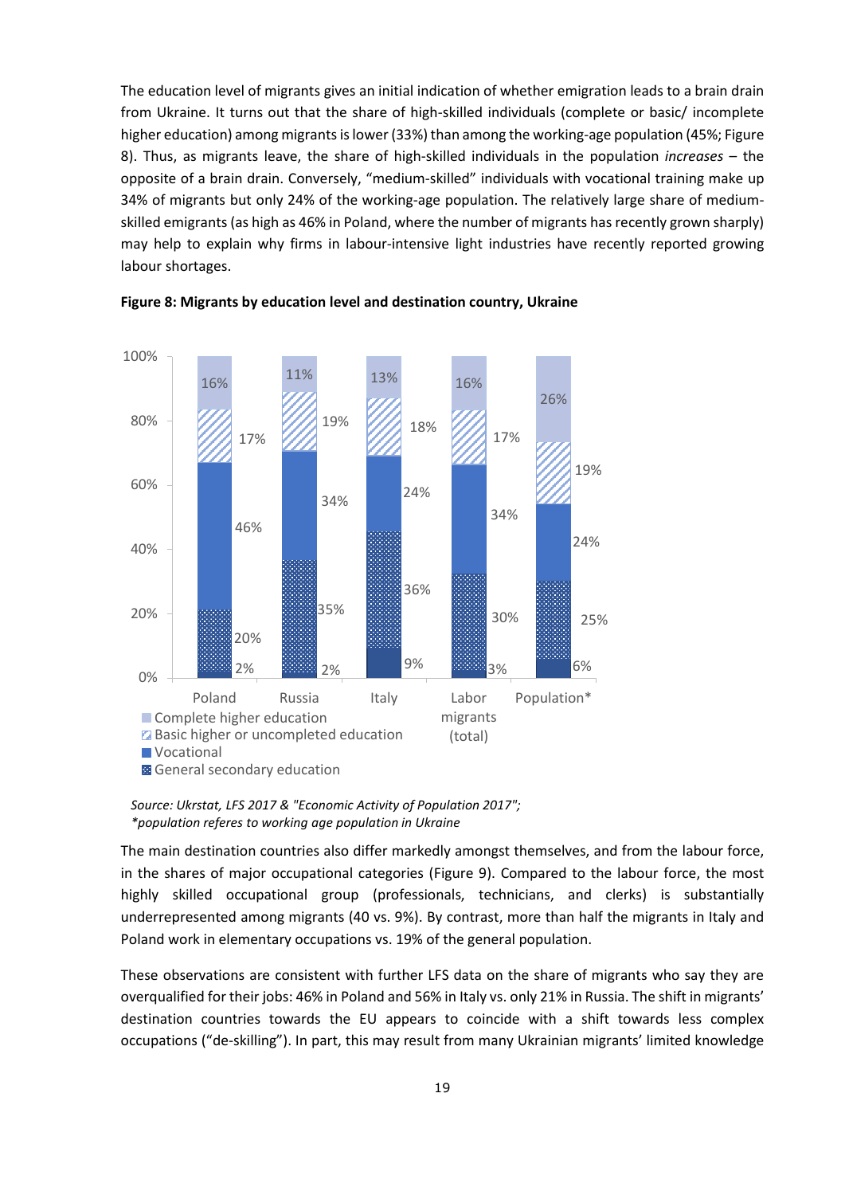The education level of migrants gives an initial indication of whether emigration leads to a brain drain from Ukraine. It turns out that the share of high-skilled individuals (complete or basic/ incomplete higher education) among migrants is lower (33%) than among the working-age population (45%; Figure 8). Thus, as migrants leave, the share of high-skilled individuals in the population *increases* – the opposite of a brain drain. Conversely, "medium-skilled" individuals with vocational training make up 34% of migrants but only 24% of the working-age population. The relatively large share of medium-skilled emigrants (as high as 46% in Poland, where the number of migrants has recently grown sharply) may help to explain why firms in labour-intensive light industries have recently reported growing labour shortages.

**Figure 8: Migrants by education level and destination country, Ukraine**

| | Poland | Russia | Italy | Labor migrants (total) | Population* |
|---|---|---|---|---|---|
| Complete higher education | 16% | 11% | 13% | 16% | 26% |
| Basic higher or uncompleted education | 17% | 19% | 18% | 17% | 19% |
| Vocational | 46% | 34% | 24% | 34% | 24% |
| General secondary education | 20% | 35% | 36% | 30% | 25% |
| (other) | 2% | 2% | 9% | 3% | 6% |

*Source: Ukrstat, LFS 2017 & "Economic Activity of Population 2017"; \*population referes to working age population in Ukraine*

The main destination countries also differ markedly amongst themselves, and from the labour force, in the shares of major occupational categories (Figure 9). Compared to the labour force, the most highly skilled occupational group (professionals, technicians, and clerks) is substantially underrepresented among migrants (40 vs. 9%). By contrast, more than half the migrants in Italy and Poland work in elementary occupations vs. 19% of the general population.

These observations are consistent with further LFS data on the share of migrants who say they are overqualified for their jobs: 46% in Poland and 56% in Italy vs. only 21% in Russia. The shift in migrants' destination countries towards the EU appears to coincide with a shift towards less complex occupations ("de-skilling"). In part, this may result from many Ukrainian migrants' limited knowledge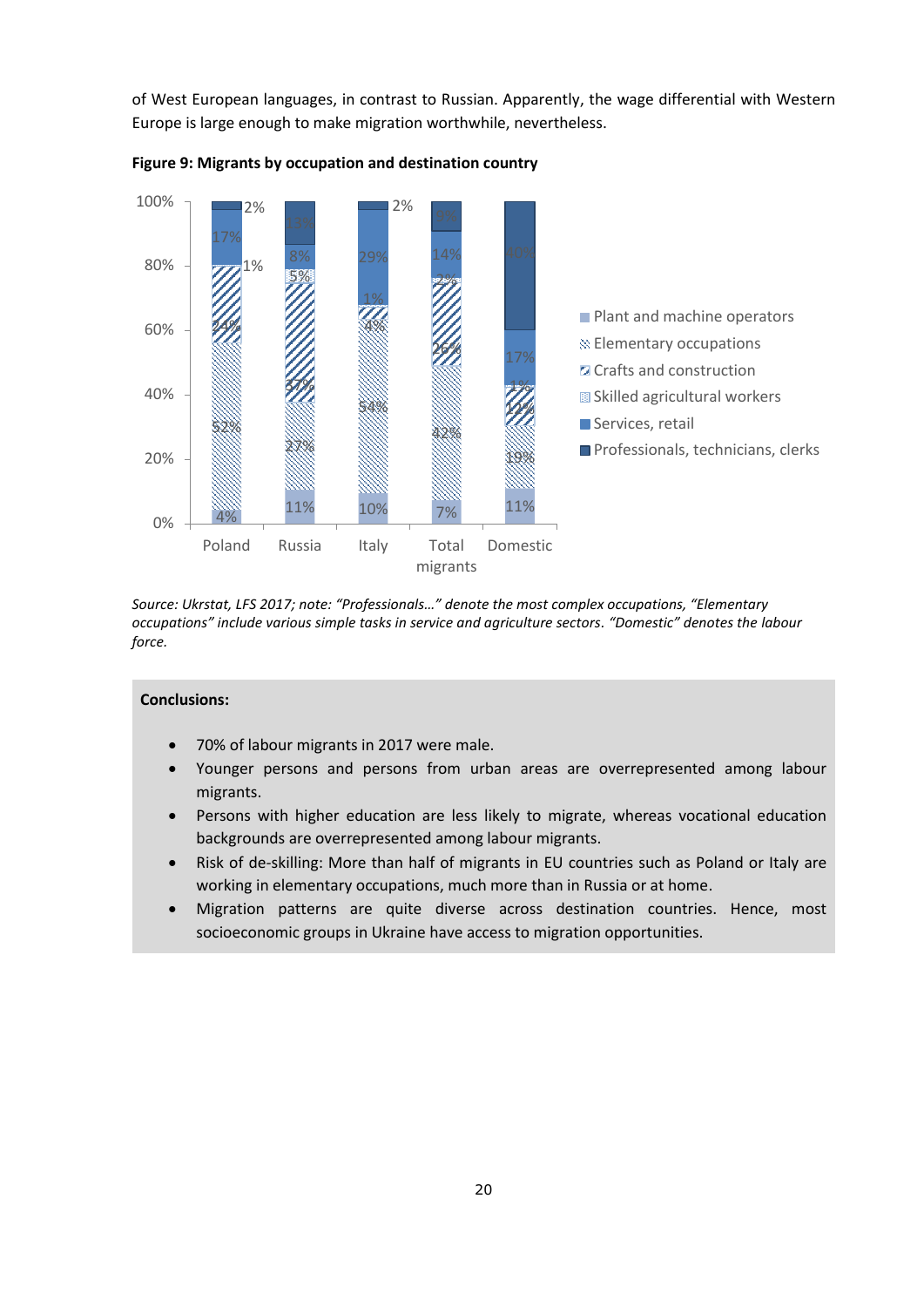of West European languages, in contrast to Russian. Apparently, the wage differential with Western Europe is large enough to make migration worthwhile, nevertheless.

**Figure 9: Migrants by occupation and destination country**

| | Poland | Russia | Italy | Total migrants | Domestic |
|---|---|---|---|---|---|
| Professionals, technicians, clerks | 2% | 13% | 2% | 9% | 40% |
| Services, retail | 17% | 8% | 29% | 14% | 17% |
| Skilled agricultural workers | 1% | 5% | 1% | 2% | 1% |
| Crafts and construction | 24% | 37% | 4% | 26% | 12% |
| Elementary occupations | 52% | 27% | 54% | 42% | 19% |
| Plant and machine operators | 4% | 11% | 10% | 7% | 11% |

*Source: Ukrstat, LFS 2017; note: "Professionals…" denote the most complex occupations, "Elementary occupations" include various simple tasks in service and agriculture sectors. "Domestic" denotes the labour force.*

**Conclusions:**

- 70% of labour migrants in 2017 were male.
- Younger persons and persons from urban areas are overrepresented among labour migrants.
- Persons with higher education are less likely to migrate, whereas vocational education backgrounds are overrepresented among labour migrants.
- Risk of de-skilling: More than half of migrants in EU countries such as Poland or Italy are working in elementary occupations, much more than in Russia or at home.
- Migration patterns are quite diverse across destination countries. Hence, most socioeconomic groups in Ukraine have access to migration opportunities.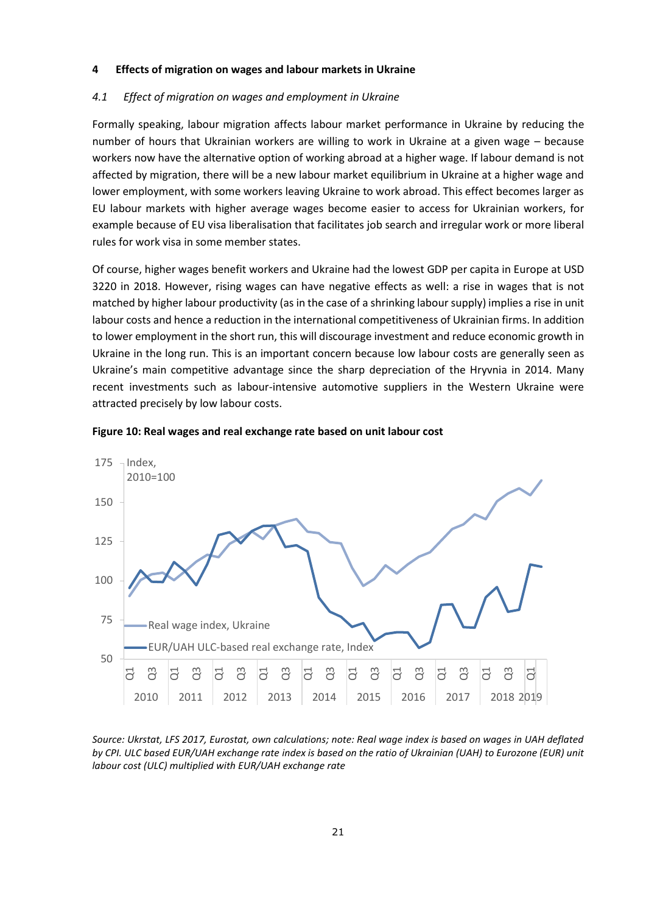## 4 Effects of migration on wages and labour markets in Ukraine

### *4.1 Effect of migration on wages and employment in Ukraine*

Formally speaking, labour migration affects labour market performance in Ukraine by reducing the number of hours that Ukrainian workers are willing to work in Ukraine at a given wage – because workers now have the alternative option of working abroad at a higher wage. If labour demand is not affected by migration, there will be a new labour market equilibrium in Ukraine at a higher wage and lower employment, with some workers leaving Ukraine to work abroad. This effect becomes larger as EU labour markets with higher average wages become easier to access for Ukrainian workers, for example because of EU visa liberalisation that facilitates job search and irregular work or more liberal rules for work visa in some member states.

Of course, higher wages benefit workers and Ukraine had the lowest GDP per capita in Europe at USD 3220 in 2018. However, rising wages can have negative effects as well: a rise in wages that is not matched by higher labour productivity (as in the case of a shrinking labour supply) implies a rise in unit labour costs and hence a reduction in the international competitiveness of Ukrainian firms. In addition to lower employment in the short run, this will discourage investment and reduce economic growth in Ukraine in the long run. This is an important concern because low labour costs are generally seen as Ukraine's main competitive advantage since the sharp depreciation of the Hryvnia in 2014. Many recent investments such as labour-intensive automotive suppliers in the Western Ukraine were attracted precisely by low labour costs.

**Figure 10: Real wages and real exchange rate based on unit labour cost**

*Source: Ukrstat, LFS 2017, Eurostat, own calculations; note: Real wage index is based on wages in UAH deflated by CPI. ULC based EUR/UAH exchange rate index is based on the ratio of Ukrainian (UAH) to Eurozone (EUR) unit labour cost (ULC) multiplied with EUR/UAH exchange rate*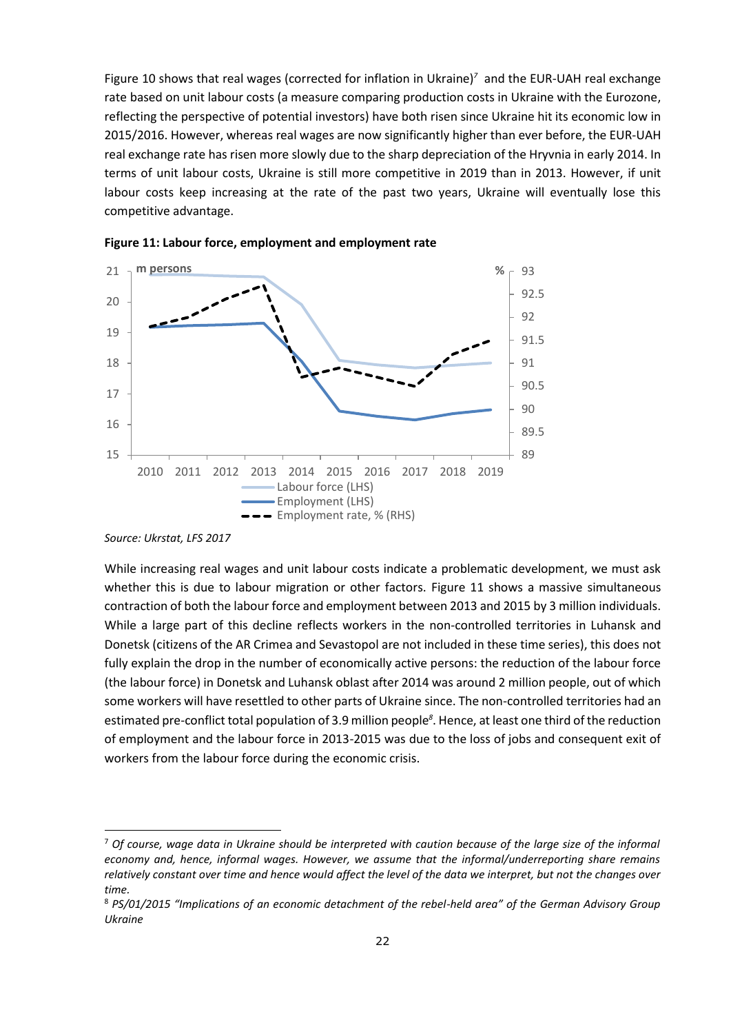Figure 10 shows that real wages (corrected for inflation in Ukraine)[7] and the EUR-UAH real exchange rate based on unit labour costs (a measure comparing production costs in Ukraine with the Eurozone, reflecting the perspective of potential investors) have both risen since Ukraine hit its economic low in 2015/2016. However, whereas real wages are now significantly higher than ever before, the EUR-UAH real exchange rate has risen more slowly due to the sharp depreciation of the Hryvnia in early 2014. In terms of unit labour costs, Ukraine is still more competitive in 2019 than in 2013. However, if unit labour costs keep increasing at the rate of the past two years, Ukraine will eventually lose this competitive advantage.

**Figure 11: Labour force, employment and employment rate**

*Source: Ukrstat, LFS 2017*

While increasing real wages and unit labour costs indicate a problematic development, we must ask whether this is due to labour migration or other factors. Figure 11 shows a massive simultaneous contraction of both the labour force and employment between 2013 and 2015 by 3 million individuals. While a large part of this decline reflects workers in the non-controlled territories in Luhansk and Donetsk (citizens of the AR Crimea and Sevastopol are not included in these time series), this does not fully explain the drop in the number of economically active persons: the reduction of the labour force (the labour force) in Donetsk and Luhansk oblast after 2014 was around 2 million people, out of which some workers will have resettled to other parts of Ukraine since. The non-controlled territories had an estimated pre-conflict total population of 3.9 million people[8]. Hence, at least one third of the reduction of employment and the labour force in 2013-2015 was due to the loss of jobs and consequent exit of workers from the labour force during the economic crisis.

---

[7] *Of course, wage data in Ukraine should be interpreted with caution because of the large size of the informal economy and, hence, informal wages. However, we assume that the informal/underreporting share remains relatively constant over time and hence would affect the level of the data we interpret, but not the changes over time.*

[8] *PS/01/2015 "Implications of an economic detachment of the rebel-held area" of the German Advisory Group Ukraine*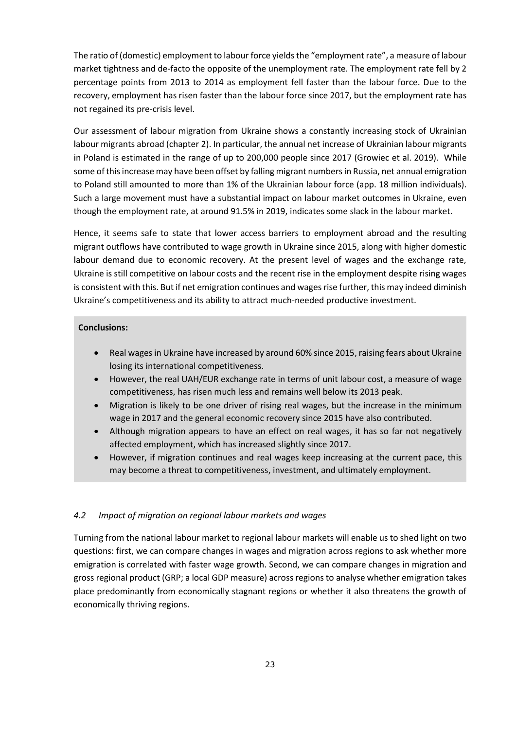The ratio of (domestic) employment to labour force yields the "employment rate", a measure of labour market tightness and de-facto the opposite of the unemployment rate. The employment rate fell by 2 percentage points from 2013 to 2014 as employment fell faster than the labour force. Due to the recovery, employment has risen faster than the labour force since 2017, but the employment rate has not regained its pre-crisis level.

Our assessment of labour migration from Ukraine shows a constantly increasing stock of Ukrainian labour migrants abroad (chapter 2). In particular, the annual net increase of Ukrainian labour migrants in Poland is estimated in the range of up to 200,000 people since 2017 (Growiec et al. 2019). While some of this increase may have been offset by falling migrant numbers in Russia, net annual emigration to Poland still amounted to more than 1% of the Ukrainian labour force (app. 18 million individuals). Such a large movement must have a substantial impact on labour market outcomes in Ukraine, even though the employment rate, at around 91.5% in 2019, indicates some slack in the labour market.

Hence, it seems safe to state that lower access barriers to employment abroad and the resulting migrant outflows have contributed to wage growth in Ukraine since 2015, along with higher domestic labour demand due to economic recovery. At the present level of wages and the exchange rate, Ukraine is still competitive on labour costs and the recent rise in the employment despite rising wages is consistent with this. But if net emigration continues and wages rise further, this may indeed diminish Ukraine's competitiveness and its ability to attract much-needed productive investment.

**Conclusions:**

- Real wages in Ukraine have increased by around 60% since 2015, raising fears about Ukraine losing its international competitiveness.
- However, the real UAH/EUR exchange rate in terms of unit labour cost, a measure of wage competitiveness, has risen much less and remains well below its 2013 peak.
- Migration is likely to be one driver of rising real wages, but the increase in the minimum wage in 2017 and the general economic recovery since 2015 have also contributed.
- Although migration appears to have an effect on real wages, it has so far not negatively affected employment, which has increased slightly since 2017.
- However, if migration continues and real wages keep increasing at the current pace, this may become a threat to competitiveness, investment, and ultimately employment.

### *4.2 Impact of migration on regional labour markets and wages*

Turning from the national labour market to regional labour markets will enable us to shed light on two questions: first, we can compare changes in wages and migration across regions to ask whether more emigration is correlated with faster wage growth. Second, we can compare changes in migration and gross regional product (GRP; a local GDP measure) across regions to analyse whether emigration takes place predominantly from economically stagnant regions or whether it also threatens the growth of economically thriving regions.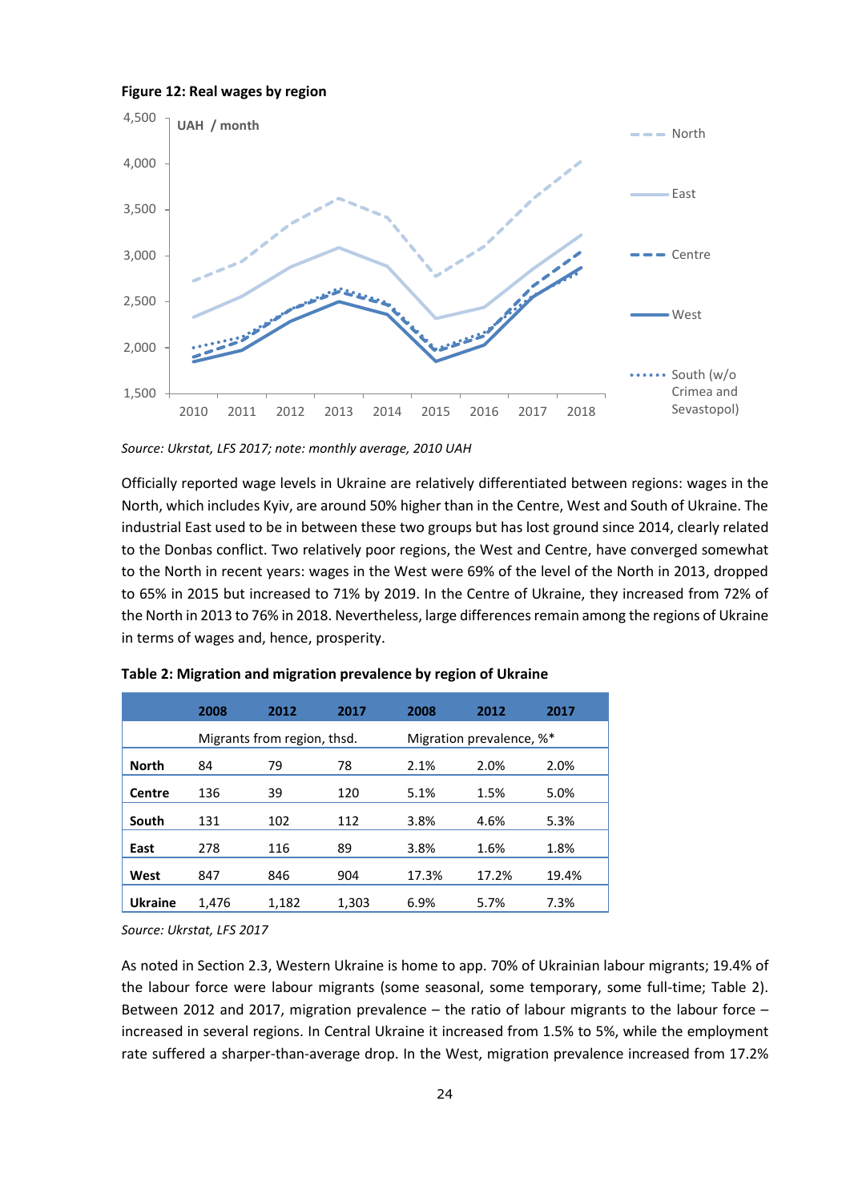**Figure 12: Real wages by region**

Source: Ukrstat, LFS 2017; note: monthly average, 2010 UAH

Officially reported wage levels in Ukraine are relatively differentiated between regions: wages in the North, which includes Kyiv, are around 50% higher than in the Centre, West and South of Ukraine. The industrial East used to be in between these two groups but has lost ground since 2014, clearly related to the Donbas conflict. Two relatively poor regions, the West and Centre, have converged somewhat to the North in recent years: wages in the West were 69% of the level of the North in 2013, dropped to 65% in 2015 but increased to 71% by 2019. In the Centre of Ukraine, they increased from 72% of the North in 2013 to 76% in 2018. Nevertheless, large differences remain among the regions of Ukraine in terms of wages and, hence, prosperity.

**Table 2: Migration and migration prevalence by region of Ukraine**

| | 2008 | 2012 | 2017 | 2008 | 2012 | 2017 |
|---|---|---|---|---|---|---|
| | Migrants from region, thsd. | | | Migration prevalence, %* | | |
| **North** | 84 | 79 | 78 | 2.1% | 2.0% | 2.0% |
| **Centre** | 136 | 39 | 120 | 5.1% | 1.5% | 5.0% |
| **South** | 131 | 102 | 112 | 3.8% | 4.6% | 5.3% |
| **East** | 278 | 116 | 89 | 3.8% | 1.6% | 1.8% |
| **West** | 847 | 846 | 904 | 17.3% | 17.2% | 19.4% |
| **Ukraine** | 1,476 | 1,182 | 1,303 | 6.9% | 5.7% | 7.3% |

*Source: Ukrstat, LFS 2017*

As noted in Section 2.3, Western Ukraine is home to app. 70% of Ukrainian labour migrants; 19.4% of the labour force were labour migrants (some seasonal, some temporary, some full-time; Table 2). Between 2012 and 2017, migration prevalence – the ratio of labour migrants to the labour force – increased in several regions. In Central Ukraine it increased from 1.5% to 5%, while the employment rate suffered a sharper-than-average drop. In the West, migration prevalence increased from 17.2%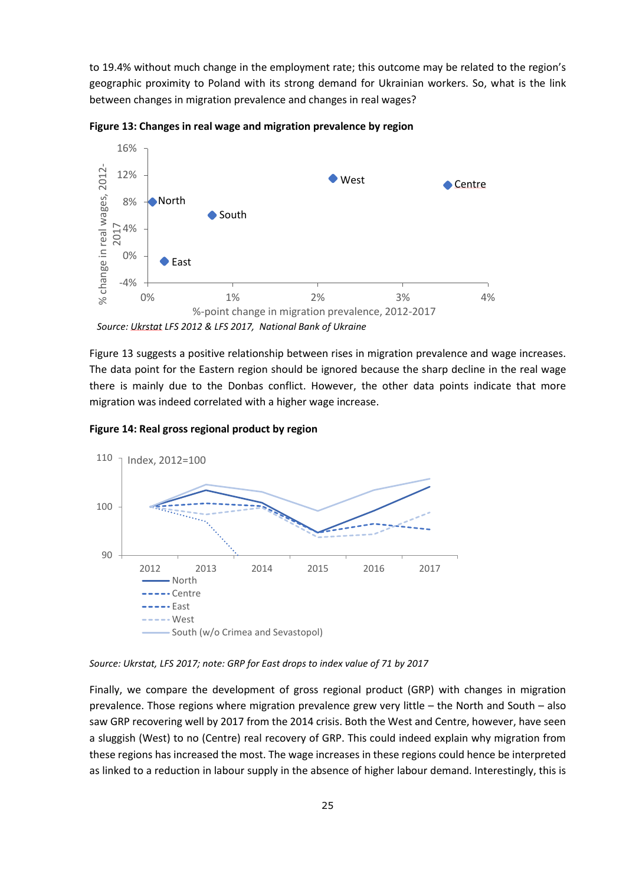to 19.4% without much change in the employment rate; this outcome may be related to the region's geographic proximity to Poland with its strong demand for Ukrainian workers. So, what is the link between changes in migration prevalence and changes in real wages?

**Figure 13: Changes in real wage and migration prevalence by region**

*Source: Ukrstat LFS 2012 & LFS 2017, National Bank of Ukraine*

Figure 13 suggests a positive relationship between rises in migration prevalence and wage increases. The data point for the Eastern region should be ignored because the sharp decline in the real wage there is mainly due to the Donbas conflict. However, the other data points indicate that more migration was indeed correlated with a higher wage increase.

**Figure 14: Real gross regional product by region**

*Source: Ukrstat, LFS 2017; note: GRP for East drops to index value of 71 by 2017*

Finally, we compare the development of gross regional product (GRP) with changes in migration prevalence. Those regions where migration prevalence grew very little – the North and South – also saw GRP recovering well by 2017 from the 2014 crisis. Both the West and Centre, however, have seen a sluggish (West) to no (Centre) real recovery of GRP. This could indeed explain why migration from these regions has increased the most. The wage increases in these regions could hence be interpreted as linked to a reduction in labour supply in the absence of higher labour demand. Interestingly, this is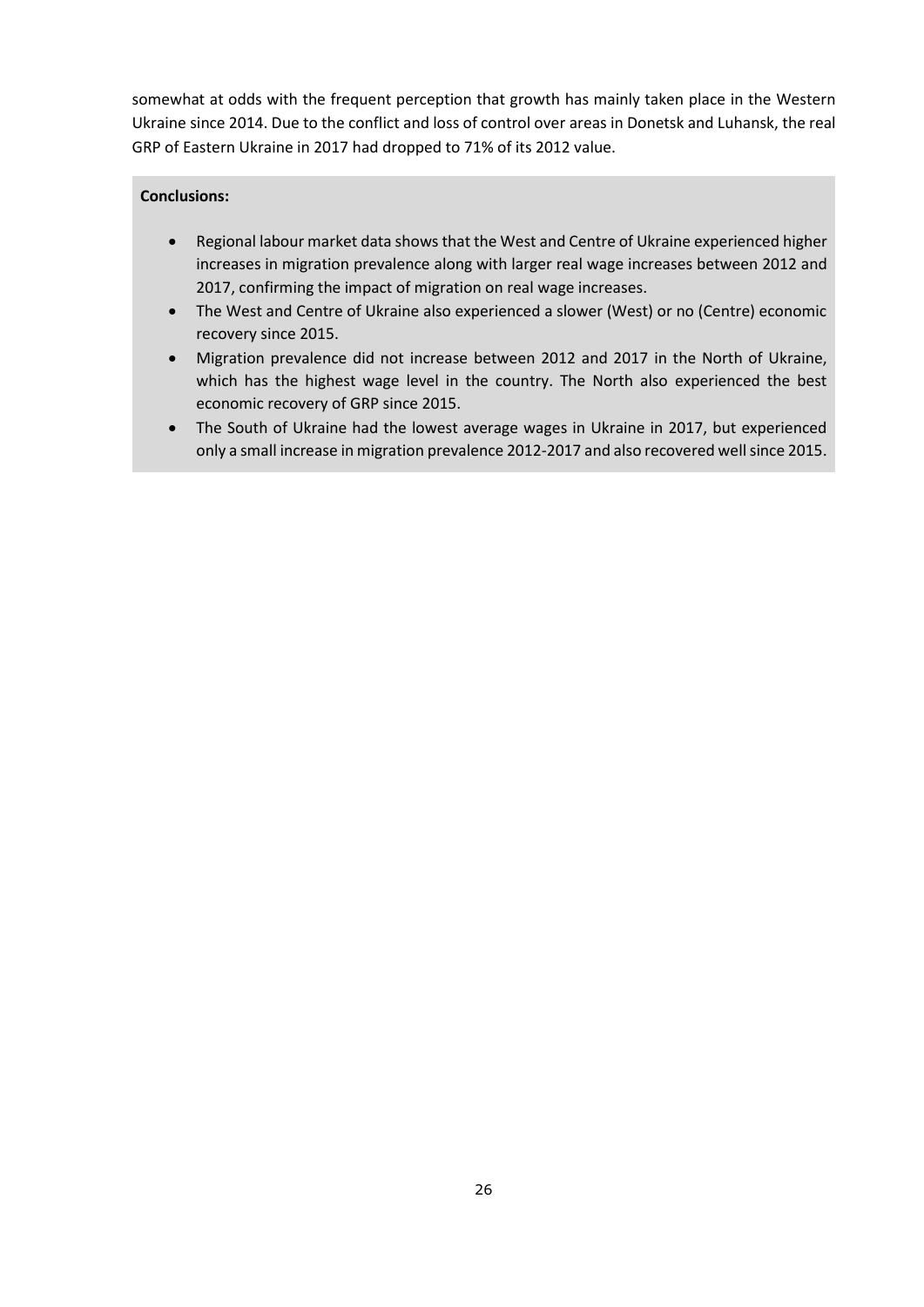somewhat at odds with the frequent perception that growth has mainly taken place in the Western Ukraine since 2014. Due to the conflict and loss of control over areas in Donetsk and Luhansk, the real GRP of Eastern Ukraine in 2017 had dropped to 71% of its 2012 value.

**Conclusions:**

- Regional labour market data shows that the West and Centre of Ukraine experienced higher increases in migration prevalence along with larger real wage increases between 2012 and 2017, confirming the impact of migration on real wage increases.
- The West and Centre of Ukraine also experienced a slower (West) or no (Centre) economic recovery since 2015.
- Migration prevalence did not increase between 2012 and 2017 in the North of Ukraine, which has the highest wage level in the country. The North also experienced the best economic recovery of GRP since 2015.
- The South of Ukraine had the lowest average wages in Ukraine in 2017, but experienced only a small increase in migration prevalence 2012-2017 and also recovered well since 2015.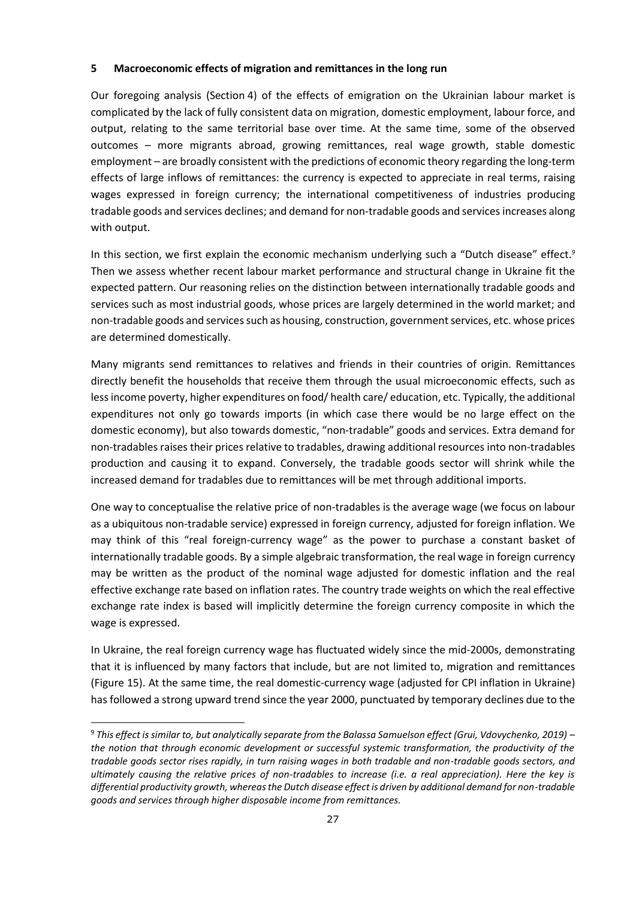## 5 Macroeconomic effects of migration and remittances in the long run

Our foregoing analysis (Section 4) of the effects of emigration on the Ukrainian labour market is complicated by the lack of fully consistent data on migration, domestic employment, labour force, and output, relating to the same territorial base over time. At the same time, some of the observed outcomes – more migrants abroad, growing remittances, real wage growth, stable domestic employment – are broadly consistent with the predictions of economic theory regarding the long-term effects of large inflows of remittances: the currency is expected to appreciate in real terms, raising wages expressed in foreign currency; the international competitiveness of industries producing tradable goods and services declines; and demand for non-tradable goods and services increases along with output.

In this section, we first explain the economic mechanism underlying such a "Dutch disease" effect.[9] Then we assess whether recent labour market performance and structural change in Ukraine fit the expected pattern. Our reasoning relies on the distinction between internationally tradable goods and services such as most industrial goods, whose prices are largely determined in the world market; and non-tradable goods and services such as housing, construction, government services, etc. whose prices are determined domestically.

Many migrants send remittances to relatives and friends in their countries of origin. Remittances directly benefit the households that receive them through the usual microeconomic effects, such as less income poverty, higher expenditures on food/ health care/ education, etc. Typically, the additional expenditures not only go towards imports (in which case there would be no large effect on the domestic economy), but also towards domestic, "non-tradable" goods and services. Extra demand for non-tradables raises their prices relative to tradables, drawing additional resources into non-tradables production and causing it to expand. Conversely, the tradable goods sector will shrink while the increased demand for tradables due to remittances will be met through additional imports.

One way to conceptualise the relative price of non-tradables is the average wage (we focus on labour as a ubiquitous non-tradable service) expressed in foreign currency, adjusted for foreign inflation. We may think of this "real foreign-currency wage" as the power to purchase a constant basket of internationally tradable goods. By a simple algebraic transformation, the real wage in foreign currency may be written as the product of the nominal wage adjusted for domestic inflation and the real effective exchange rate based on inflation rates. The country trade weights on which the real effective exchange rate index is based will implicitly determine the foreign currency composite in which the wage is expressed.

In Ukraine, the real foreign currency wage has fluctuated widely since the mid-2000s, demonstrating that it is influenced by many factors that include, but are not limited to, migration and remittances (Figure 15). At the same time, the real domestic-currency wage (adjusted for CPI inflation in Ukraine) has followed a strong upward trend since the year 2000, punctuated by temporary declines due to the

---

[9] *This effect is similar to, but analytically separate from the Balassa Samuelson effect (Grui, Vdovychenko, 2019) – the notion that through economic development or successful systemic transformation, the productivity of the tradable goods sector rises rapidly, in turn raising wages in both tradable and non-tradable goods sectors, and ultimately causing the relative prices of non-tradables to increase (i.e. a real appreciation). Here the key is differential productivity growth, whereas the Dutch disease effect is driven by additional demand for non-tradable goods and services through higher disposable income from remittances.*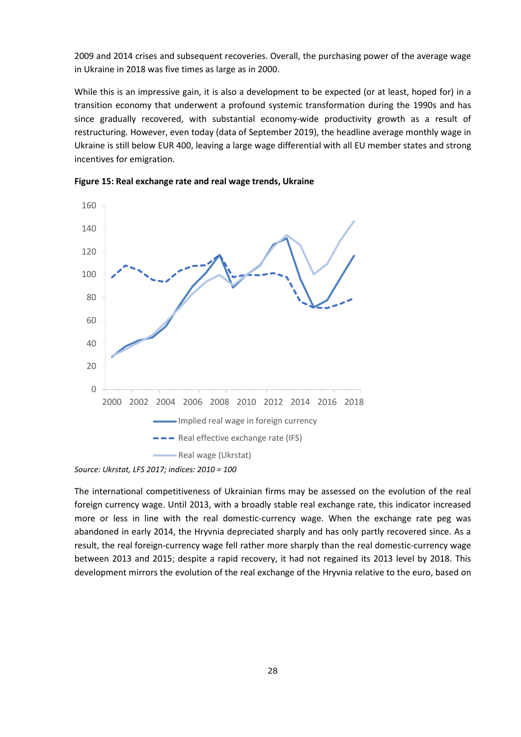2009 and 2014 crises and subsequent recoveries. Overall, the purchasing power of the average wage in Ukraine in 2018 was five times as large as in 2000.

While this is an impressive gain, it is also a development to be expected (or at least, hoped for) in a transition economy that underwent a profound systemic transformation during the 1990s and has since gradually recovered, with substantial economy-wide productivity growth as a result of restructuring. However, even today (data of September 2019), the headline average monthly wage in Ukraine is still below EUR 400, leaving a large wage differential with all EU member states and strong incentives for emigration.

**Figure 15: Real exchange rate and real wage trends, Ukraine**

*Source: Ukrstat, LFS 2017; indices: 2010 = 100*

The international competitiveness of Ukrainian firms may be assessed on the evolution of the real foreign currency wage. Until 2013, with a broadly stable real exchange rate, this indicator increased more or less in line with the real domestic-currency wage. When the exchange rate peg was abandoned in early 2014, the Hryvnia depreciated sharply and has only partly recovered since. As a result, the real foreign-currency wage fell rather more sharply than the real domestic-currency wage between 2013 and 2015; despite a rapid recovery, it had not regained its 2013 level by 2018. This development mirrors the evolution of the real exchange of the Hryvnia relative to the euro, based on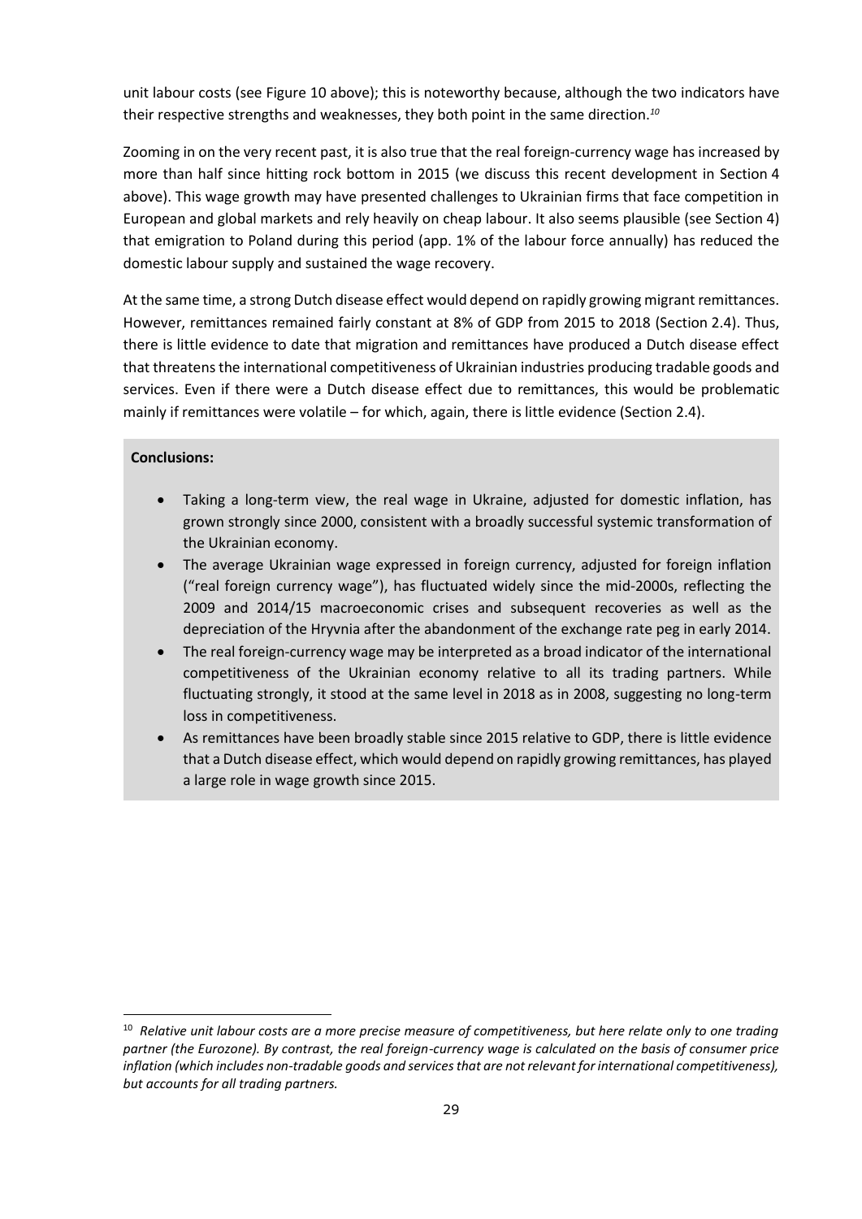unit labour costs (see Figure 10 above); this is noteworthy because, although the two indicators have their respective strengths and weaknesses, they both point in the same direction.[10]

Zooming in on the very recent past, it is also true that the real foreign-currency wage has increased by more than half since hitting rock bottom in 2015 (we discuss this recent development in Section 4 above). This wage growth may have presented challenges to Ukrainian firms that face competition in European and global markets and rely heavily on cheap labour. It also seems plausible (see Section 4) that emigration to Poland during this period (app. 1% of the labour force annually) has reduced the domestic labour supply and sustained the wage recovery.

At the same time, a strong Dutch disease effect would depend on rapidly growing migrant remittances. However, remittances remained fairly constant at 8% of GDP from 2015 to 2018 (Section 2.4). Thus, there is little evidence to date that migration and remittances have produced a Dutch disease effect that threatens the international competitiveness of Ukrainian industries producing tradable goods and services. Even if there were a Dutch disease effect due to remittances, this would be problematic mainly if remittances were volatile – for which, again, there is little evidence (Section 2.4).

**Conclusions:**

- Taking a long-term view, the real wage in Ukraine, adjusted for domestic inflation, has grown strongly since 2000, consistent with a broadly successful systemic transformation of the Ukrainian economy.
- The average Ukrainian wage expressed in foreign currency, adjusted for foreign inflation ("real foreign currency wage"), has fluctuated widely since the mid-2000s, reflecting the 2009 and 2014/15 macroeconomic crises and subsequent recoveries as well as the depreciation of the Hryvnia after the abandonment of the exchange rate peg in early 2014.
- The real foreign-currency wage may be interpreted as a broad indicator of the international competitiveness of the Ukrainian economy relative to all its trading partners. While fluctuating strongly, it stood at the same level in 2018 as in 2008, suggesting no long-term loss in competitiveness.
- As remittances have been broadly stable since 2015 relative to GDP, there is little evidence that a Dutch disease effect, which would depend on rapidly growing remittances, has played a large role in wage growth since 2015.

---

[10] *Relative unit labour costs are a more precise measure of competitiveness, but here relate only to one trading partner (the Eurozone). By contrast, the real foreign-currency wage is calculated on the basis of consumer price inflation (which includes non-tradable goods and services that are not relevant for international competitiveness), but accounts for all trading partners.*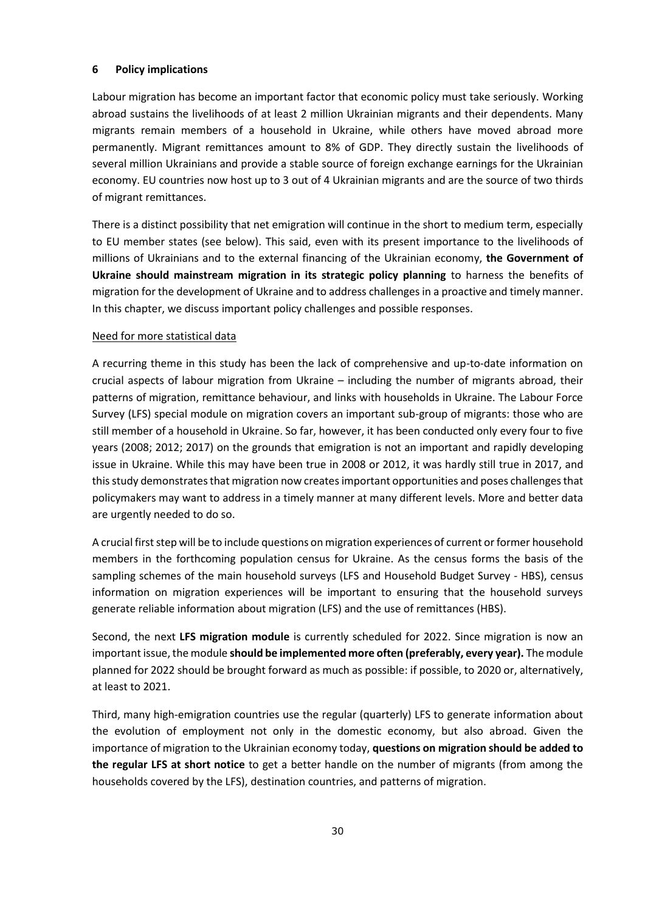## 6 Policy implications

Labour migration has become an important factor that economic policy must take seriously. Working abroad sustains the livelihoods of at least 2 million Ukrainian migrants and their dependents. Many migrants remain members of a household in Ukraine, while others have moved abroad more permanently. Migrant remittances amount to 8% of GDP. They directly sustain the livelihoods of several million Ukrainians and provide a stable source of foreign exchange earnings for the Ukrainian economy. EU countries now host up to 3 out of 4 Ukrainian migrants and are the source of two thirds of migrant remittances.

There is a distinct possibility that net emigration will continue in the short to medium term, especially to EU member states (see below). This said, even with its present importance to the livelihoods of millions of Ukrainians and to the external financing of the Ukrainian economy, **the Government of Ukraine should mainstream migration in its strategic policy planning** to harness the benefits of migration for the development of Ukraine and to address challenges in a proactive and timely manner. In this chapter, we discuss important policy challenges and possible responses.

<u>Need for more statistical data</u>

A recurring theme in this study has been the lack of comprehensive and up-to-date information on crucial aspects of labour migration from Ukraine – including the number of migrants abroad, their patterns of migration, remittance behaviour, and links with households in Ukraine. The Labour Force Survey (LFS) special module on migration covers an important sub-group of migrants: those who are still member of a household in Ukraine. So far, however, it has been conducted only every four to five years (2008; 2012; 2017) on the grounds that emigration is not an important and rapidly developing issue in Ukraine. While this may have been true in 2008 or 2012, it was hardly still true in 2017, and this study demonstrates that migration now creates important opportunities and poses challenges that policymakers may want to address in a timely manner at many different levels. More and better data are urgently needed to do so.

A crucial first step will be to include questions on migration experiences of current or former household members in the forthcoming population census for Ukraine. As the census forms the basis of the sampling schemes of the main household surveys (LFS and Household Budget Survey - HBS), census information on migration experiences will be important to ensuring that the household surveys generate reliable information about migration (LFS) and the use of remittances (HBS).

Second, the next **LFS migration module** is currently scheduled for 2022. Since migration is now an important issue, the module **should be implemented more often (preferably, every year).** The module planned for 2022 should be brought forward as much as possible: if possible, to 2020 or, alternatively, at least to 2021.

Third, many high-emigration countries use the regular (quarterly) LFS to generate information about the evolution of employment not only in the domestic economy, but also abroad. Given the importance of migration to the Ukrainian economy today, **questions on migration should be added to the regular LFS at short notice** to get a better handle on the number of migrants (from among the households covered by the LFS), destination countries, and patterns of migration.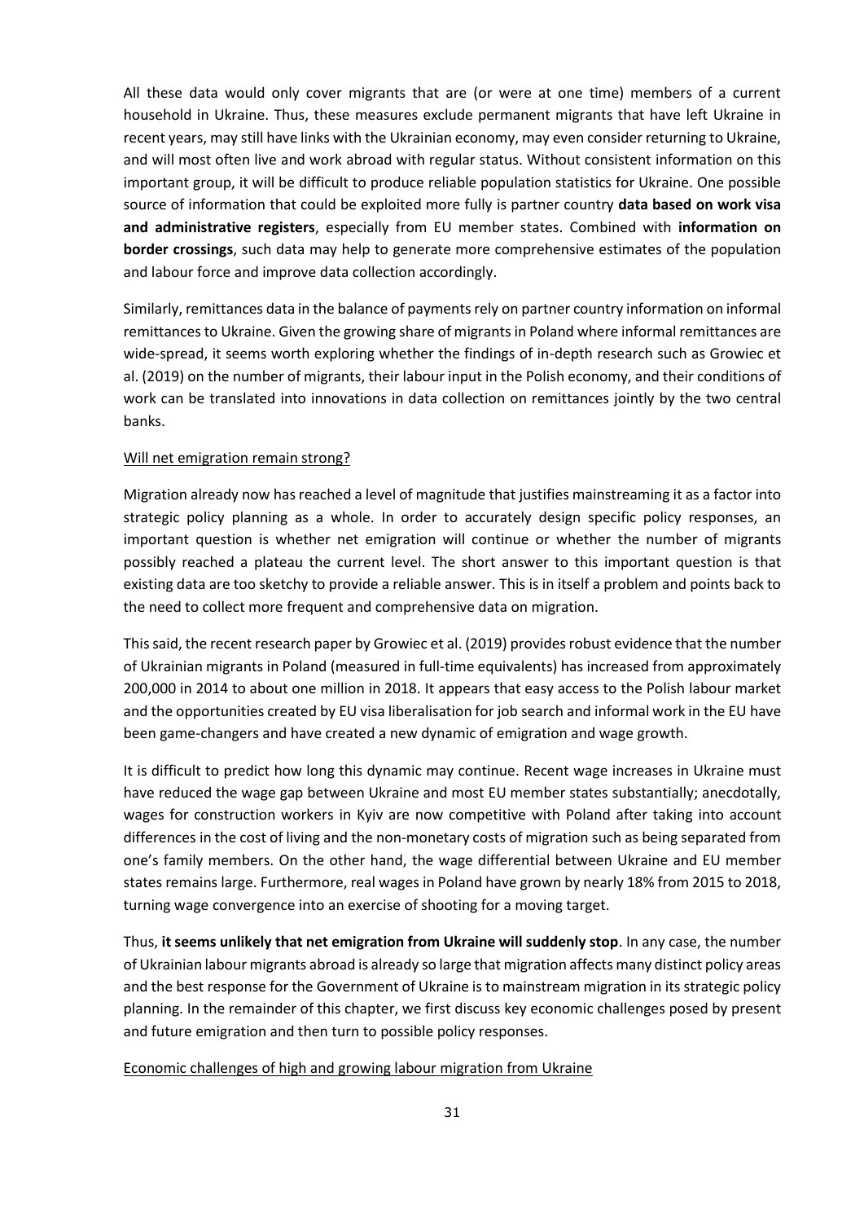All these data would only cover migrants that are (or were at one time) members of a current household in Ukraine. Thus, these measures exclude permanent migrants that have left Ukraine in recent years, may still have links with the Ukrainian economy, may even consider returning to Ukraine, and will most often live and work abroad with regular status. Without consistent information on this important group, it will be difficult to produce reliable population statistics for Ukraine. One possible source of information that could be exploited more fully is partner country **data based on work visa and administrative registers**, especially from EU member states. Combined with **information on border crossings**, such data may help to generate more comprehensive estimates of the population and labour force and improve data collection accordingly.

Similarly, remittances data in the balance of payments rely on partner country information on informal remittances to Ukraine. Given the growing share of migrants in Poland where informal remittances are wide-spread, it seems worth exploring whether the findings of in-depth research such as Growiec et al. (2019) on the number of migrants, their labour input in the Polish economy, and their conditions of work can be translated into innovations in data collection on remittances jointly by the two central banks.

### Will net emigration remain strong?

Migration already now has reached a level of magnitude that justifies mainstreaming it as a factor into strategic policy planning as a whole. In order to accurately design specific policy responses, an important question is whether net emigration will continue or whether the number of migrants possibly reached a plateau the current level. The short answer to this important question is that existing data are too sketchy to provide a reliable answer. This is in itself a problem and points back to the need to collect more frequent and comprehensive data on migration.

This said, the recent research paper by Growiec et al. (2019) provides robust evidence that the number of Ukrainian migrants in Poland (measured in full-time equivalents) has increased from approximately 200,000 in 2014 to about one million in 2018. It appears that easy access to the Polish labour market and the opportunities created by EU visa liberalisation for job search and informal work in the EU have been game-changers and have created a new dynamic of emigration and wage growth.

It is difficult to predict how long this dynamic may continue. Recent wage increases in Ukraine must have reduced the wage gap between Ukraine and most EU member states substantially; anecdotally, wages for construction workers in Kyiv are now competitive with Poland after taking into account differences in the cost of living and the non-monetary costs of migration such as being separated from one's family members. On the other hand, the wage differential between Ukraine and EU member states remains large. Furthermore, real wages in Poland have grown by nearly 18% from 2015 to 2018, turning wage convergence into an exercise of shooting for a moving target.

Thus, **it seems unlikely that net emigration from Ukraine will suddenly stop**. In any case, the number of Ukrainian labour migrants abroad is already so large that migration affects many distinct policy areas and the best response for the Government of Ukraine is to mainstream migration in its strategic policy planning. In the remainder of this chapter, we first discuss key economic challenges posed by present and future emigration and then turn to possible policy responses.

### Economic challenges of high and growing labour migration from Ukraine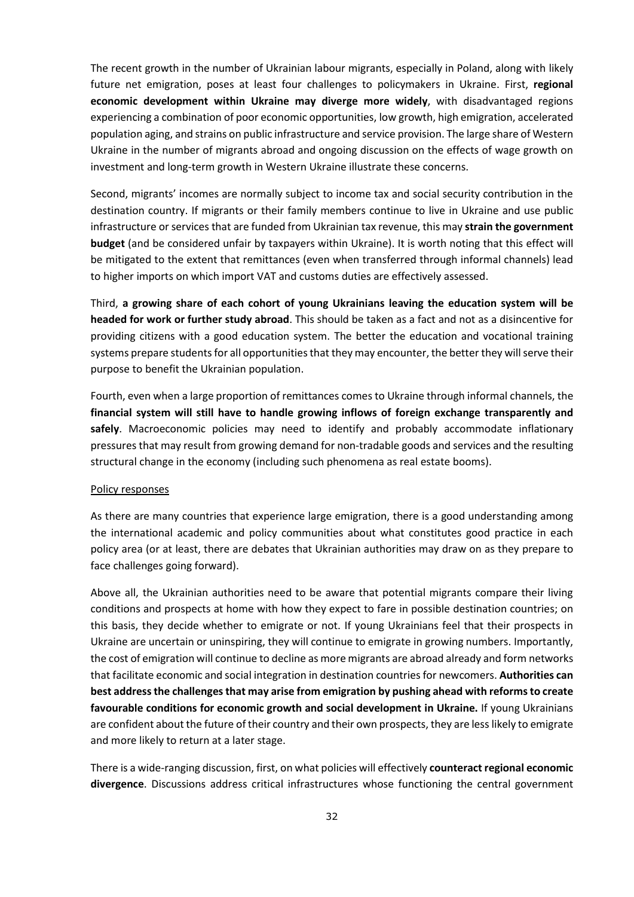The recent growth in the number of Ukrainian labour migrants, especially in Poland, along with likely future net emigration, poses at least four challenges to policymakers in Ukraine. First, **regional economic development within Ukraine may diverge more widely**, with disadvantaged regions experiencing a combination of poor economic opportunities, low growth, high emigration, accelerated population aging, and strains on public infrastructure and service provision. The large share of Western Ukraine in the number of migrants abroad and ongoing discussion on the effects of wage growth on investment and long-term growth in Western Ukraine illustrate these concerns.

Second, migrants' incomes are normally subject to income tax and social security contribution in the destination country. If migrants or their family members continue to live in Ukraine and use public infrastructure or services that are funded from Ukrainian tax revenue, this may **strain the government budget** (and be considered unfair by taxpayers within Ukraine). It is worth noting that this effect will be mitigated to the extent that remittances (even when transferred through informal channels) lead to higher imports on which import VAT and customs duties are effectively assessed.

Third, **a growing share of each cohort of young Ukrainians leaving the education system will be headed for work or further study abroad**. This should be taken as a fact and not as a disincentive for providing citizens with a good education system. The better the education and vocational training systems prepare students for all opportunities that they may encounter, the better they will serve their purpose to benefit the Ukrainian population.

Fourth, even when a large proportion of remittances comes to Ukraine through informal channels, the **financial system will still have to handle growing inflows of foreign exchange transparently and safely**. Macroeconomic policies may need to identify and probably accommodate inflationary pressures that may result from growing demand for non-tradable goods and services and the resulting structural change in the economy (including such phenomena as real estate booms).

<u>Policy responses</u>

As there are many countries that experience large emigration, there is a good understanding among the international academic and policy communities about what constitutes good practice in each policy area (or at least, there are debates that Ukrainian authorities may draw on as they prepare to face challenges going forward).

Above all, the Ukrainian authorities need to be aware that potential migrants compare their living conditions and prospects at home with how they expect to fare in possible destination countries; on this basis, they decide whether to emigrate or not. If young Ukrainians feel that their prospects in Ukraine are uncertain or uninspiring, they will continue to emigrate in growing numbers. Importantly, the cost of emigration will continue to decline as more migrants are abroad already and form networks that facilitate economic and social integration in destination countries for newcomers. **Authorities can best address the challenges that may arise from emigration by pushing ahead with reforms to create favourable conditions for economic growth and social development in Ukraine.** If young Ukrainians are confident about the future of their country and their own prospects, they are less likely to emigrate and more likely to return at a later stage.

There is a wide-ranging discussion, first, on what policies will effectively **counteract regional economic divergence**. Discussions address critical infrastructures whose functioning the central government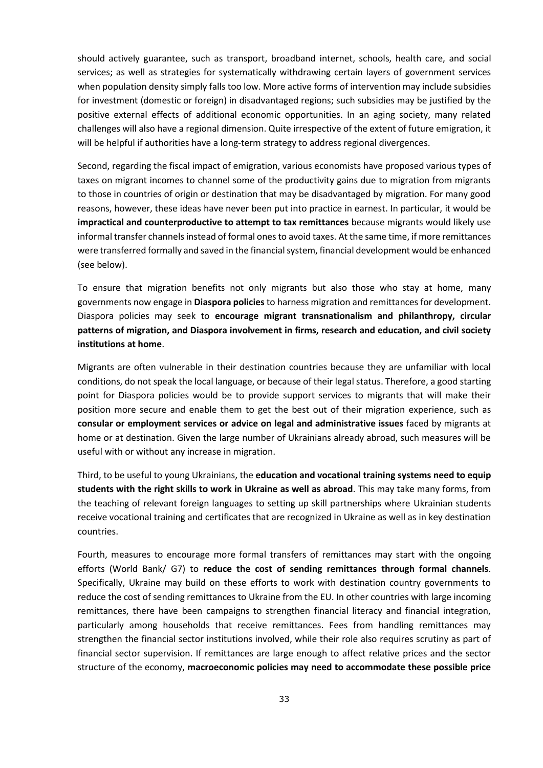should actively guarantee, such as transport, broadband internet, schools, health care, and social services; as well as strategies for systematically withdrawing certain layers of government services when population density simply falls too low. More active forms of intervention may include subsidies for investment (domestic or foreign) in disadvantaged regions; such subsidies may be justified by the positive external effects of additional economic opportunities. In an aging society, many related challenges will also have a regional dimension. Quite irrespective of the extent of future emigration, it will be helpful if authorities have a long-term strategy to address regional divergences.

Second, regarding the fiscal impact of emigration, various economists have proposed various types of taxes on migrant incomes to channel some of the productivity gains due to migration from migrants to those in countries of origin or destination that may be disadvantaged by migration. For many good reasons, however, these ideas have never been put into practice in earnest. In particular, it would be **impractical and counterproductive to attempt to tax remittances** because migrants would likely use informal transfer channels instead of formal ones to avoid taxes. At the same time, if more remittances were transferred formally and saved in the financial system, financial development would be enhanced (see below).

To ensure that migration benefits not only migrants but also those who stay at home, many governments now engage in **Diaspora policies** to harness migration and remittances for development. Diaspora policies may seek to **encourage migrant transnationalism and philanthropy, circular patterns of migration, and Diaspora involvement in firms, research and education, and civil society institutions at home**.

Migrants are often vulnerable in their destination countries because they are unfamiliar with local conditions, do not speak the local language, or because of their legal status. Therefore, a good starting point for Diaspora policies would be to provide support services to migrants that will make their position more secure and enable them to get the best out of their migration experience, such as **consular or employment services or advice on legal and administrative issues** faced by migrants at home or at destination. Given the large number of Ukrainians already abroad, such measures will be useful with or without any increase in migration.

Third, to be useful to young Ukrainians, the **education and vocational training systems need to equip students with the right skills to work in Ukraine as well as abroad**. This may take many forms, from the teaching of relevant foreign languages to setting up skill partnerships where Ukrainian students receive vocational training and certificates that are recognized in Ukraine as well as in key destination countries.

Fourth, measures to encourage more formal transfers of remittances may start with the ongoing efforts (World Bank/ G7) to **reduce the cost of sending remittances through formal channels**. Specifically, Ukraine may build on these efforts to work with destination country governments to reduce the cost of sending remittances to Ukraine from the EU. In other countries with large incoming remittances, there have been campaigns to strengthen financial literacy and financial integration, particularly among households that receive remittances. Fees from handling remittances may strengthen the financial sector institutions involved, while their role also requires scrutiny as part of financial sector supervision. If remittances are large enough to affect relative prices and the sector structure of the economy, **macroeconomic policies may need to accommodate these possible price**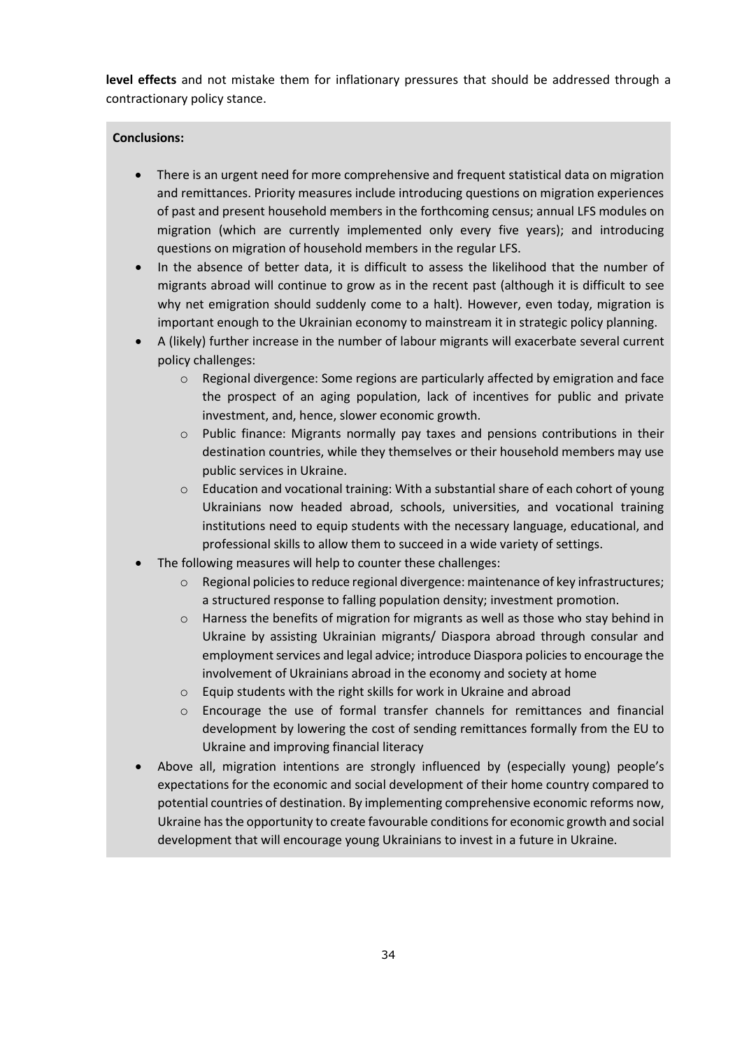**level effects** and not mistake them for inflationary pressures that should be addressed through a contractionary policy stance.

**Conclusions:**

- There is an urgent need for more comprehensive and frequent statistical data on migration and remittances. Priority measures include introducing questions on migration experiences of past and present household members in the forthcoming census; annual LFS modules on migration (which are currently implemented only every five years); and introducing questions on migration of household members in the regular LFS.
- In the absence of better data, it is difficult to assess the likelihood that the number of migrants abroad will continue to grow as in the recent past (although it is difficult to see why net emigration should suddenly come to a halt). However, even today, migration is important enough to the Ukrainian economy to mainstream it in strategic policy planning.
- A (likely) further increase in the number of labour migrants will exacerbate several current policy challenges:
    - Regional divergence: Some regions are particularly affected by emigration and face the prospect of an aging population, lack of incentives for public and private investment, and, hence, slower economic growth.
    - Public finance: Migrants normally pay taxes and pensions contributions in their destination countries, while they themselves or their household members may use public services in Ukraine.
    - Education and vocational training: With a substantial share of each cohort of young Ukrainians now headed abroad, schools, universities, and vocational training institutions need to equip students with the necessary language, educational, and professional skills to allow them to succeed in a wide variety of settings.
- The following measures will help to counter these challenges:
    - Regional policies to reduce regional divergence: maintenance of key infrastructures; a structured response to falling population density; investment promotion.
    - Harness the benefits of migration for migrants as well as those who stay behind in Ukraine by assisting Ukrainian migrants/ Diaspora abroad through consular and employment services and legal advice; introduce Diaspora policies to encourage the involvement of Ukrainians abroad in the economy and society at home
    - Equip students with the right skills for work in Ukraine and abroad
    - Encourage the use of formal transfer channels for remittances and financial development by lowering the cost of sending remittances formally from the EU to Ukraine and improving financial literacy
- Above all, migration intentions are strongly influenced by (especially young) people's expectations for the economic and social development of their home country compared to potential countries of destination. By implementing comprehensive economic reforms now, Ukraine has the opportunity to create favourable conditions for economic growth and social development that will encourage young Ukrainians to invest in a future in Ukraine.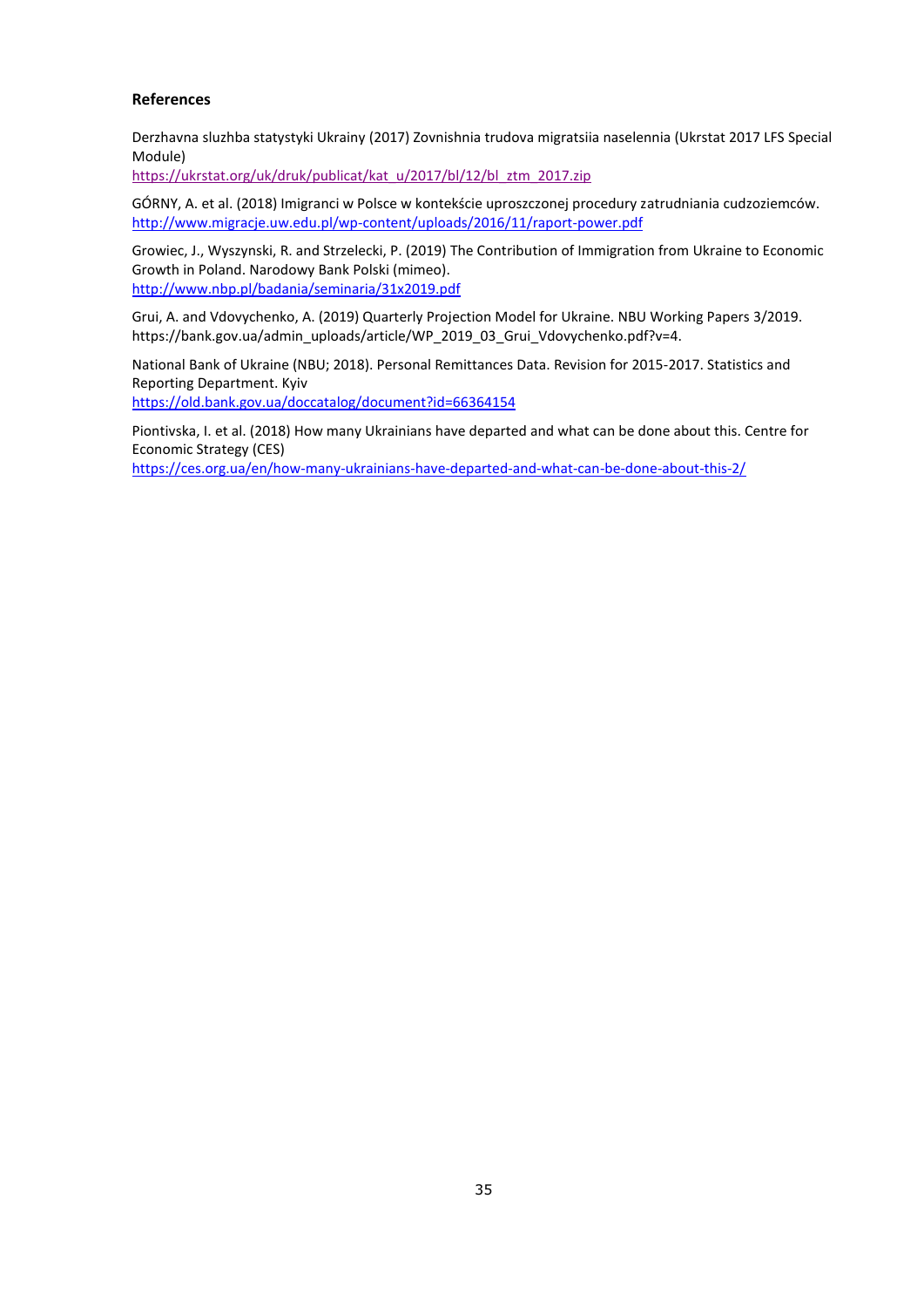### References

Derzhavna sluzhba statystyki Ukrainy (2017) Zovnishnia trudova migratsiia naselennia (Ukrstat 2017 LFS Special Module)
https://ukrstat.org/uk/druk/publicat/kat_u/2017/bl/12/bl_ztm_2017.zip

GÓRNY, A. et al. (2018) Imigranci w Polsce w kontekście uproszczonej procedury zatrudniania cudzoziemców. http://www.migracje.uw.edu.pl/wp-content/uploads/2016/11/raport-power.pdf

Growiec, J., Wyszynski, R. and Strzelecki, P. (2019) The Contribution of Immigration from Ukraine to Economic Growth in Poland. Narodowy Bank Polski (mimeo).
http://www.nbp.pl/badania/seminaria/31x2019.pdf

Grui, A. and Vdovychenko, A. (2019) Quarterly Projection Model for Ukraine. NBU Working Papers 3/2019. https://bank.gov.ua/admin_uploads/article/WP_2019_03_Grui_Vdovychenko.pdf?v=4.

National Bank of Ukraine (NBU; 2018). Personal Remittances Data. Revision for 2015-2017. Statistics and Reporting Department. Kyiv
https://old.bank.gov.ua/doccatalog/document?id=66364154

Piontivska, I. et al. (2018) How many Ukrainians have departed and what can be done about this. Centre for Economic Strategy (CES)
https://ces.org.ua/en/how-many-ukrainians-have-departed-and-what-can-be-done-about-this-2/